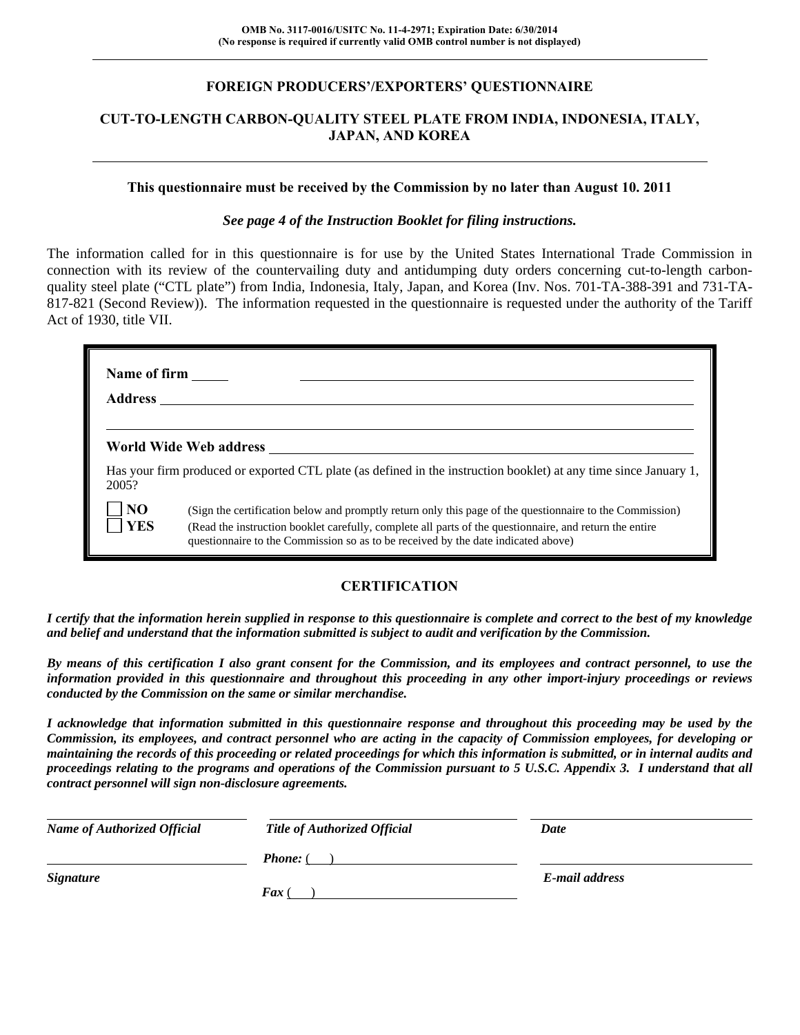**OMB No. 3117-0016/USITC No. 11-4-2971; Expiration Date: 6/30/2014**
**(No response is required if currently valid OMB control number is not displayed)**

---

## FOREIGN PRODUCERS'/EXPORTERS' QUESTIONNAIRE

## CUT-TO-LENGTH CARBON-QUALITY STEEL PLATE FROM INDIA, INDONESIA, ITALY, JAPAN, AND KOREA

---

**This questionnaire must be received by the Commission by no later than August 10. 2011**

***See page 4 of the Instruction Booklet for filing instructions.***

The information called for in this questionnaire is for use by the United States International Trade Commission in connection with its review of the countervailing duty and antidumping duty orders concerning cut-to-length carbon-quality steel plate ("CTL plate") from India, Indonesia, Italy, Japan, and Korea (Inv. Nos. 701-TA-388-391 and 731-TA-817-821 (Second Review)). The information requested in the questionnaire is requested under the authority of the Tariff Act of 1930, title VII.

**Name of firm** ______________________________

**Address** ______________________________

______________________________

**World Wide Web address** ______________________________

Has your firm produced or exported CTL plate (as defined in the instruction booklet) at any time since January 1, 2005?

- ☐ **NO** (Sign the certification below and promptly return only this page of the questionnaire to the Commission)
- ☐ **YES** (Read the instruction booklet carefully, complete all parts of the questionnaire, and return the entire questionnaire to the Commission so as to be received by the date indicated above)

### CERTIFICATION

***I certify that the information herein supplied in response to this questionnaire is complete and correct to the best of my knowledge and belief and understand that the information submitted is subject to audit and verification by the Commission.***

***By means of this certification I also grant consent for the Commission, and its employees and contract personnel, to use the information provided in this questionnaire and throughout this proceeding in any other import-injury proceedings or reviews conducted by the Commission on the same or similar merchandise.***

***I acknowledge that information submitted in this questionnaire response and throughout this proceeding may be used by the Commission, its employees, and contract personnel who are acting in the capacity of Commission employees, for developing or maintaining the records of this proceeding or related proceedings for which this information is submitted, or in internal audits and proceedings relating to the programs and operations of the Commission pursuant to 5 U.S.C. Appendix 3. I understand that all contract personnel will sign non-disclosure agreements.***

| ______________________________ | ______________________________ | ______________________________ |
|---|---|---|
| ***Name of Authorized Official*** | ***Title of Authorized Official*** | ***Date*** |
| ______________________________ | ***Phone:*** (   ) ______________________________ | ______________________________ |
| ***Signature*** | ***Fax*** (   ) ______________________________ | ***E-mail address*** |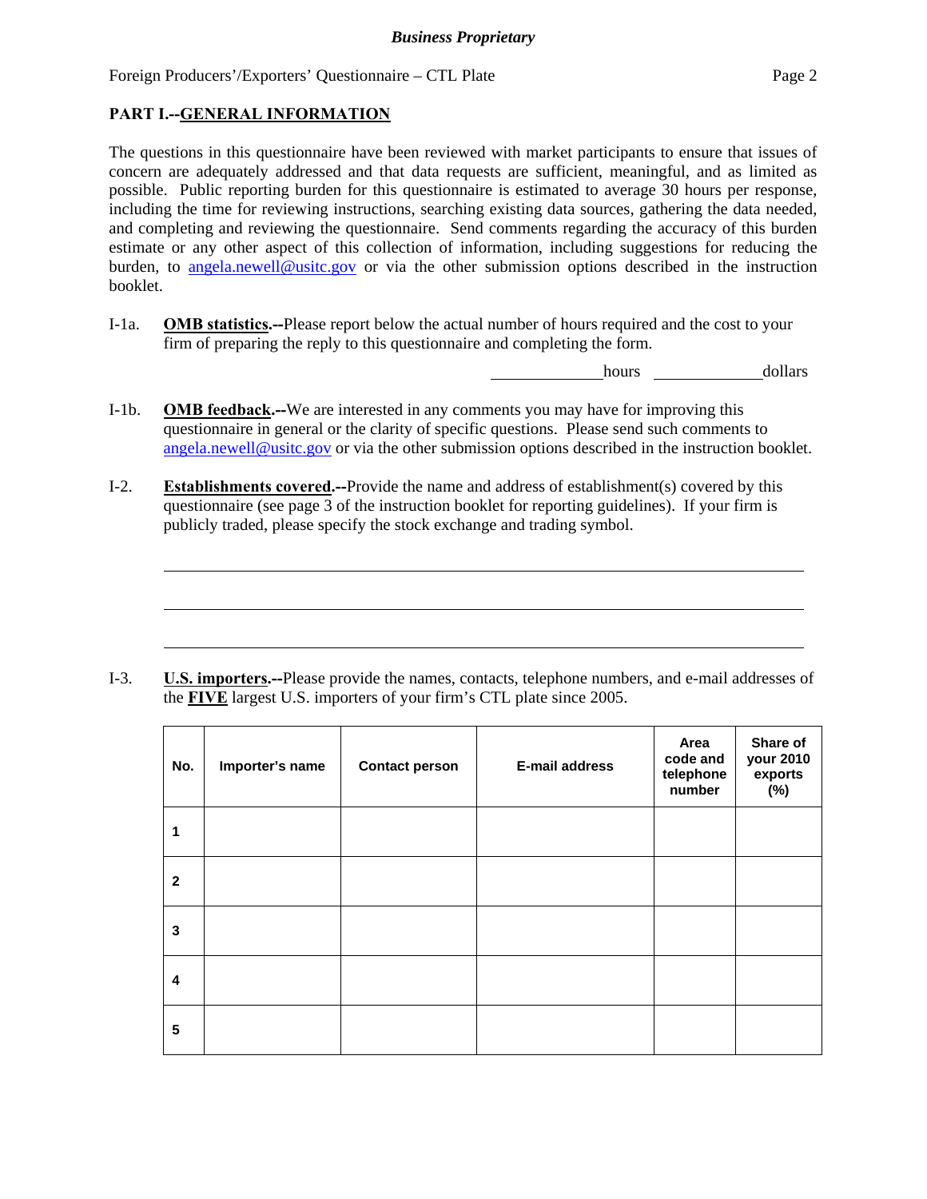## PART I.--GENERAL INFORMATION

The questions in this questionnaire have been reviewed with market participants to ensure that issues of concern are adequately addressed and that data requests are sufficient, meaningful, and as limited as possible. Public reporting burden for this questionnaire is estimated to average 30 hours per response, including the time for reviewing instructions, searching existing data sources, gathering the data needed, and completing and reviewing the questionnaire. Send comments regarding the accuracy of this burden estimate or any other aspect of this collection of information, including suggestions for reducing the burden, to angela.newell@usitc.gov or via the other submission options described in the instruction booklet.

I-1a. **OMB statistics.--**Please report below the actual number of hours required and the cost to your firm of preparing the reply to this questionnaire and completing the form.

______________ hours ______________ dollars

I-1b. **OMB feedback.--**We are interested in any comments you may have for improving this questionnaire in general or the clarity of specific questions. Please send such comments to angela.newell@usitc.gov or via the other submission options described in the instruction booklet.

I-2. **Establishments covered.--**Provide the name and address of establishment(s) covered by this questionnaire (see page 3 of the instruction booklet for reporting guidelines). If your firm is publicly traded, please specify the stock exchange and trading symbol.

________________________________________________________________

________________________________________________________________

________________________________________________________________

I-3. **U.S. importers.--**Please provide the names, contacts, telephone numbers, and e-mail addresses of the **FIVE** largest U.S. importers of your firm's CTL plate since 2005.

| No. | Importer's name | Contact person | E-mail address | Area code and telephone number | Share of your 2010 exports (%) |
|---|---|---|---|---|---|
| 1 | | | | | |
| 2 | | | | | |
| 3 | | | | | |
| 4 | | | | | |
| 5 | | | | | |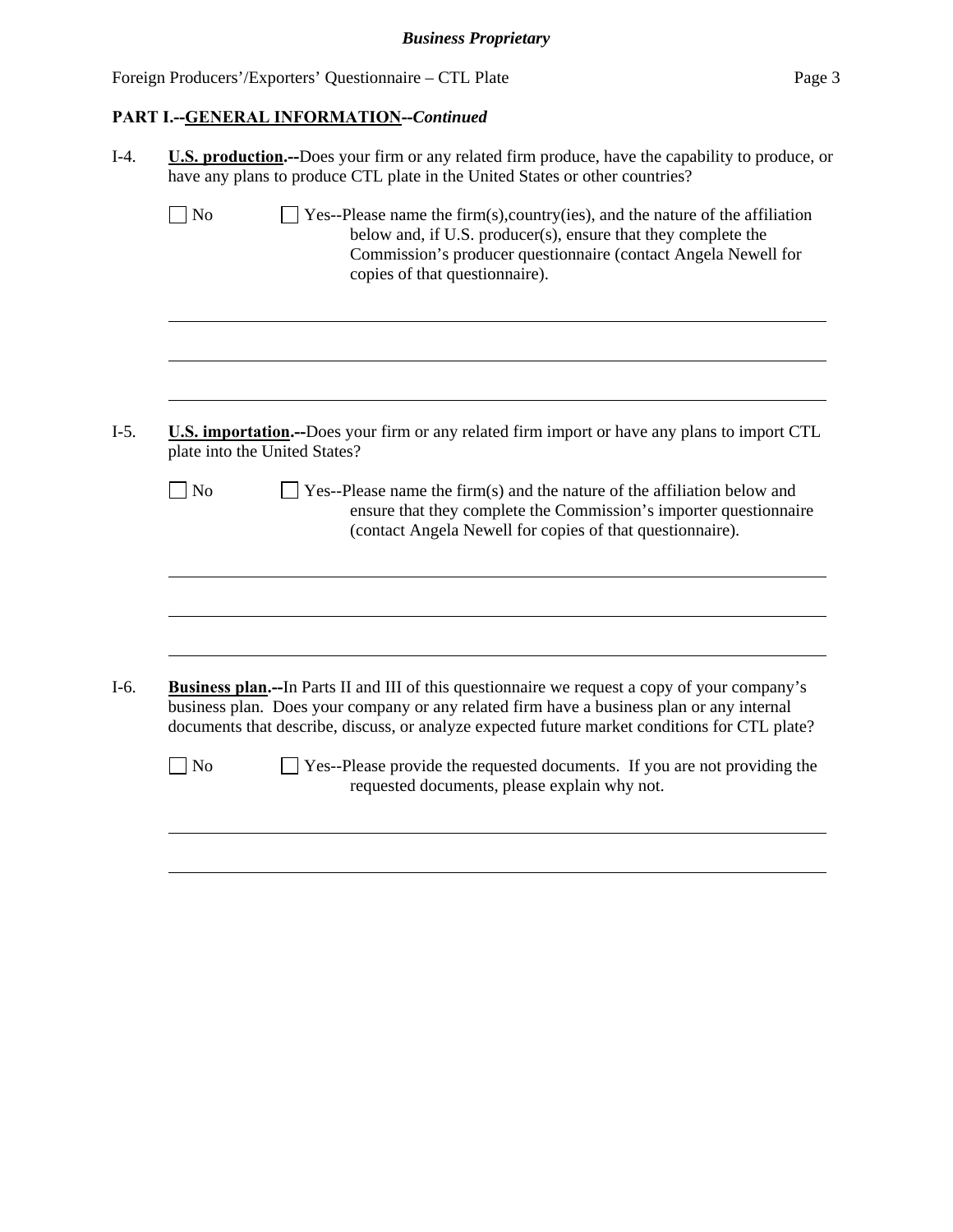## PART I.--GENERAL INFORMATION--*Continued*

I-4. **U.S. production.--**Does your firm or any related firm produce, have the capability to produce, or have any plans to produce CTL plate in the United States or other countries?

☐ No ☐ Yes--Please name the firm(s),country(ies), and the nature of the affiliation below and, if U.S. producer(s), ensure that they complete the Commission's producer questionnaire (contact Angela Newell for copies of that questionnaire).

\_\_\_\_\_\_\_\_\_\_\_\_\_\_\_\_\_\_\_\_\_\_\_\_\_\_\_\_\_\_\_\_\_\_\_\_\_\_\_\_\_\_\_\_\_\_\_\_\_\_\_\_\_\_\_\_\_\_\_\_\_\_\_\_\_\_\_\_\_\_\_\_

\_\_\_\_\_\_\_\_\_\_\_\_\_\_\_\_\_\_\_\_\_\_\_\_\_\_\_\_\_\_\_\_\_\_\_\_\_\_\_\_\_\_\_\_\_\_\_\_\_\_\_\_\_\_\_\_\_\_\_\_\_\_\_\_\_\_\_\_\_\_\_\_

\_\_\_\_\_\_\_\_\_\_\_\_\_\_\_\_\_\_\_\_\_\_\_\_\_\_\_\_\_\_\_\_\_\_\_\_\_\_\_\_\_\_\_\_\_\_\_\_\_\_\_\_\_\_\_\_\_\_\_\_\_\_\_\_\_\_\_\_\_\_\_\_

I-5. **U.S. importation.--**Does your firm or any related firm import or have any plans to import CTL plate into the United States?

☐ No ☐ Yes--Please name the firm(s) and the nature of the affiliation below and ensure that they complete the Commission's importer questionnaire (contact Angela Newell for copies of that questionnaire).

\_\_\_\_\_\_\_\_\_\_\_\_\_\_\_\_\_\_\_\_\_\_\_\_\_\_\_\_\_\_\_\_\_\_\_\_\_\_\_\_\_\_\_\_\_\_\_\_\_\_\_\_\_\_\_\_\_\_\_\_\_\_\_\_\_\_\_\_\_\_\_\_

\_\_\_\_\_\_\_\_\_\_\_\_\_\_\_\_\_\_\_\_\_\_\_\_\_\_\_\_\_\_\_\_\_\_\_\_\_\_\_\_\_\_\_\_\_\_\_\_\_\_\_\_\_\_\_\_\_\_\_\_\_\_\_\_\_\_\_\_\_\_\_\_

\_\_\_\_\_\_\_\_\_\_\_\_\_\_\_\_\_\_\_\_\_\_\_\_\_\_\_\_\_\_\_\_\_\_\_\_\_\_\_\_\_\_\_\_\_\_\_\_\_\_\_\_\_\_\_\_\_\_\_\_\_\_\_\_\_\_\_\_\_\_\_\_

I-6. **Business plan.--**In Parts II and III of this questionnaire we request a copy of your company's business plan. Does your company or any related firm have a business plan or any internal documents that describe, discuss, or analyze expected future market conditions for CTL plate?

☐ No ☐ Yes--Please provide the requested documents. If you are not providing the requested documents, please explain why not.

\_\_\_\_\_\_\_\_\_\_\_\_\_\_\_\_\_\_\_\_\_\_\_\_\_\_\_\_\_\_\_\_\_\_\_\_\_\_\_\_\_\_\_\_\_\_\_\_\_\_\_\_\_\_\_\_\_\_\_\_\_\_\_\_\_\_\_\_\_\_\_\_

\_\_\_\_\_\_\_\_\_\_\_\_\_\_\_\_\_\_\_\_\_\_\_\_\_\_\_\_\_\_\_\_\_\_\_\_\_\_\_\_\_\_\_\_\_\_\_\_\_\_\_\_\_\_\_\_\_\_\_\_\_\_\_\_\_\_\_\_\_\_\_\_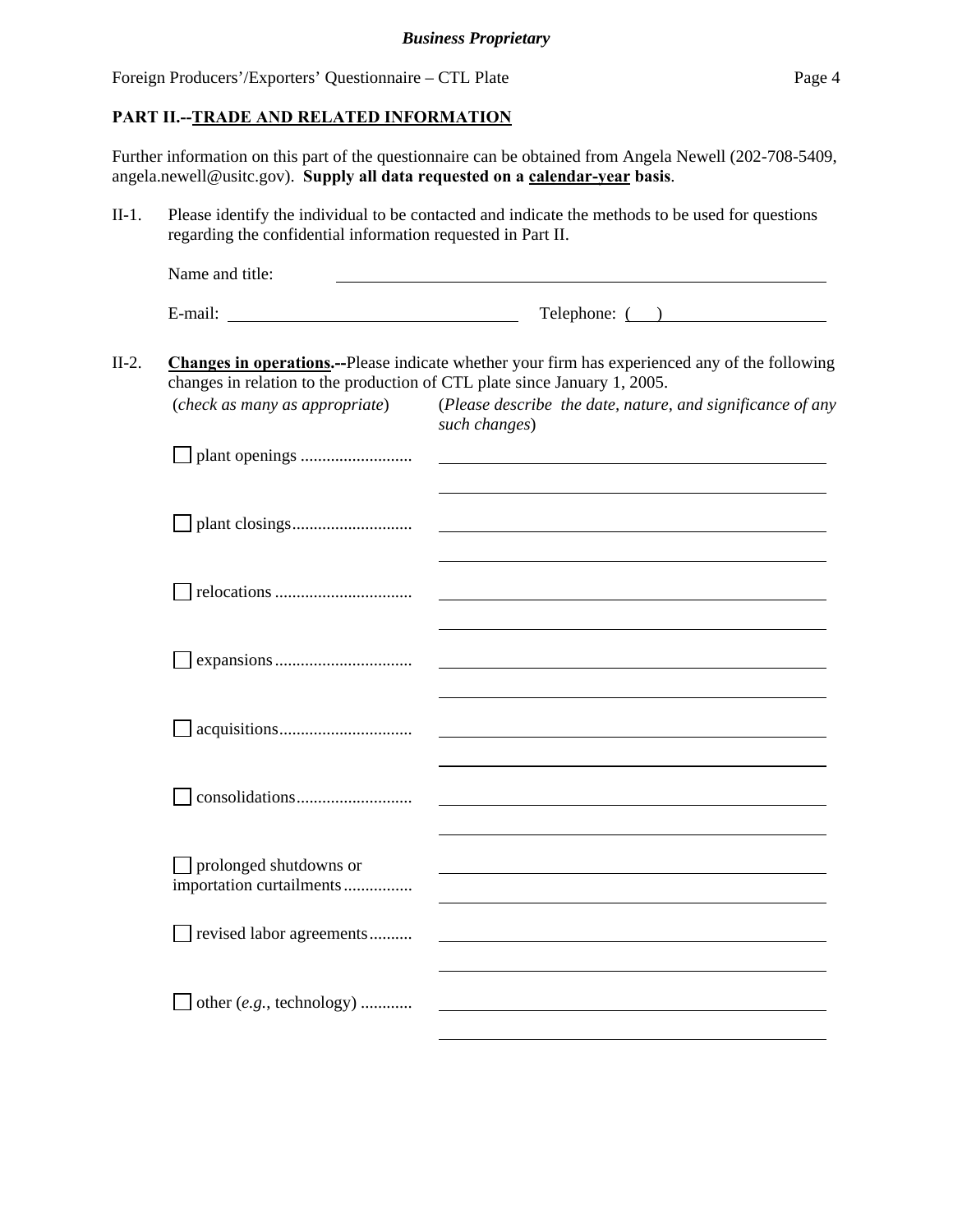**PART II.--TRADE AND RELATED INFORMATION**

Further information on this part of the questionnaire can be obtained from Angela Newell (202-708-5409, angela.newell@usitc.gov). **Supply all data requested on a calendar-year basis**.

II-1. Please identify the individual to be contacted and indicate the methods to be used for questions regarding the confidential information requested in Part II.

Name and title: ______________________________

E-mail: ______________________ Telephone: (   ) ______________

II-2. **Changes in operations.--**Please indicate whether your firm has experienced any of the following changes in relation to the production of CTL plate since January 1, 2005.

| (*check as many as appropriate*) | (*Please describe the date, nature, and significance of any such changes*) |
|---|---|
| ☐ plant openings .......................... | |
| ☐ plant closings............................ | |
| ☐ relocations ................................ | |
| ☐ expansions ................................ | |
| ☐ acquisitions............................... | |
| ☐ consolidations........................... | |
| ☐ prolonged shutdowns or importation curtailments................ | |
| ☐ revised labor agreements.......... | |
| ☐ other (*e.g.*, technology) ............ | |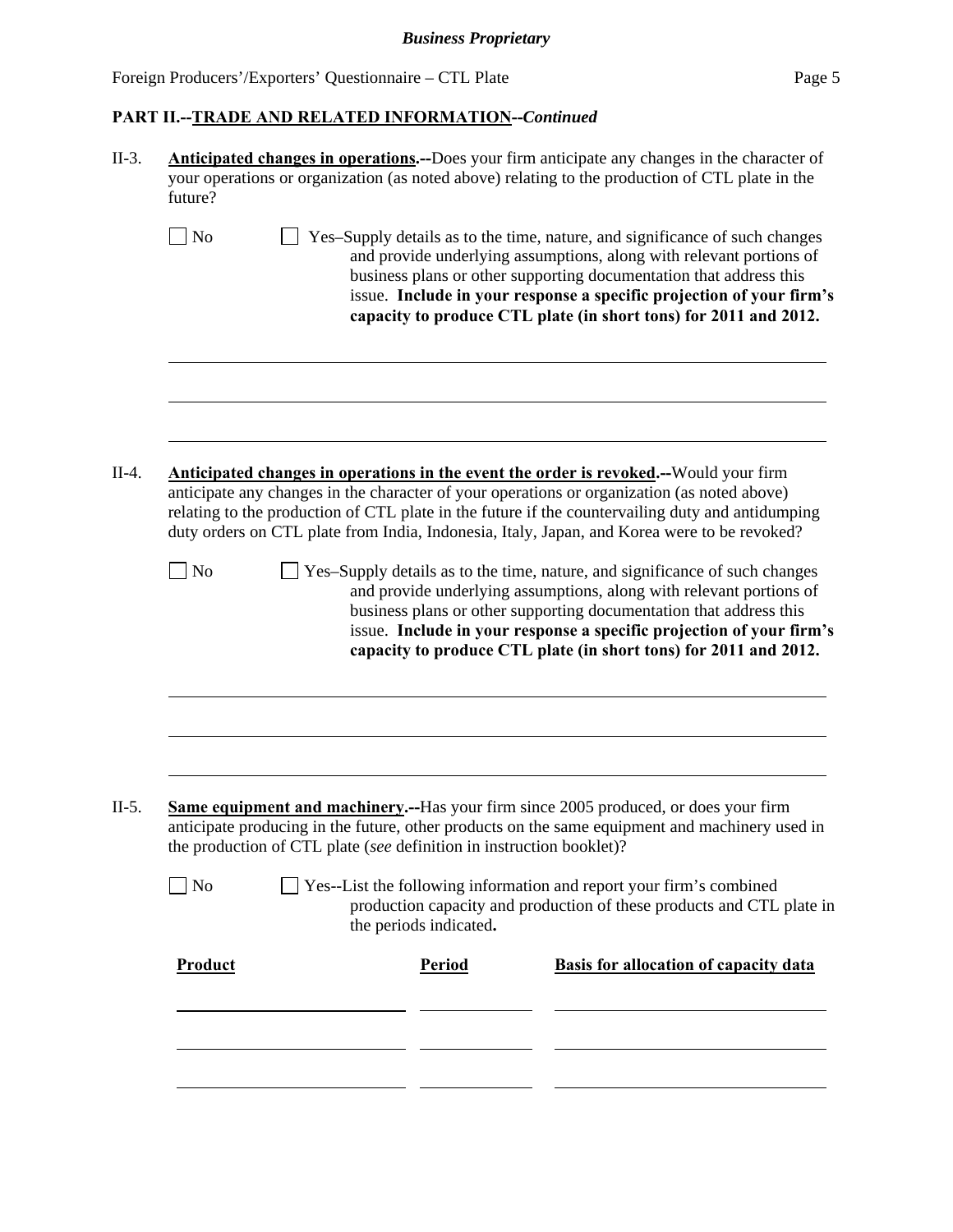**PART II.--TRADE AND RELATED INFORMATION--*Continued***

II-3. **Anticipated changes in operations.--**Does your firm anticipate any changes in the character of your operations or organization (as noted above) relating to the production of CTL plate in the future?

☐ No ☐ Yes–Supply details as to the time, nature, and significance of such changes and provide underlying assumptions, along with relevant portions of business plans or other supporting documentation that address this issue. **Include in your response a specific projection of your firm's capacity to produce CTL plate (in short tons) for 2011 and 2012.**

II-4. **Anticipated changes in operations in the event the order is revoked.--**Would your firm anticipate any changes in the character of your operations or organization (as noted above) relating to the production of CTL plate in the future if the countervailing duty and antidumping duty orders on CTL plate from India, Indonesia, Italy, Japan, and Korea were to be revoked?

☐ No ☐ Yes–Supply details as to the time, nature, and significance of such changes and provide underlying assumptions, along with relevant portions of business plans or other supporting documentation that address this issue. **Include in your response a specific projection of your firm's capacity to produce CTL plate (in short tons) for 2011 and 2012.**

II-5. **Same equipment and machinery.--**Has your firm since 2005 produced, or does your firm anticipate producing in the future, other products on the same equipment and machinery used in the production of CTL plate (*see* definition in instruction booklet)?

☐ No ☐ Yes--List the following information and report your firm's combined production capacity and production of these products and CTL plate in the periods indicated**.**

| Product | Period | Basis for allocation of capacity data |
|---|---|---|
| | | |
| | | |
| | | |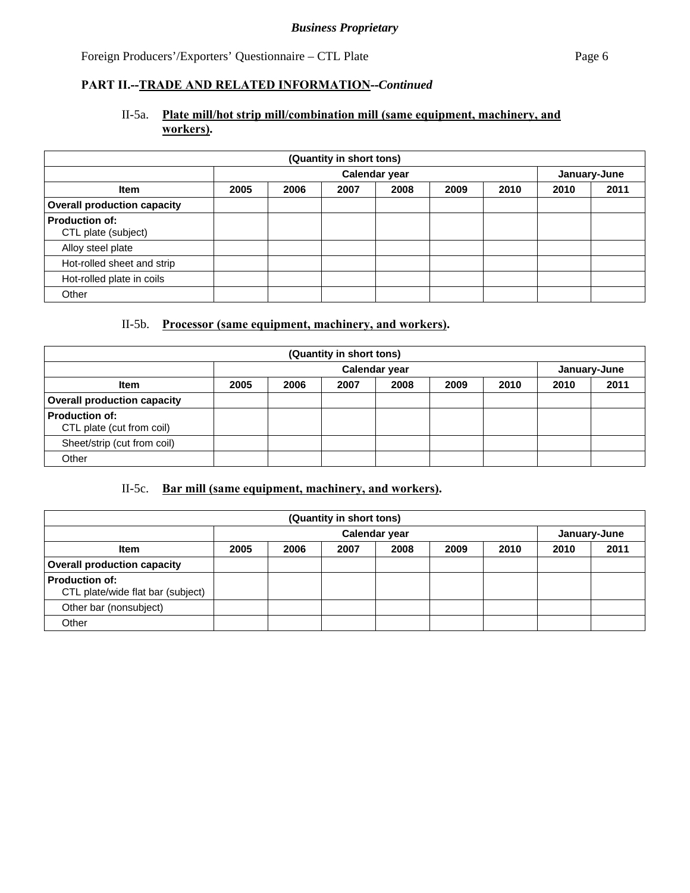**PART II.--TRADE AND RELATED INFORMATION--*Continued***

II-5a. **Plate mill/hot strip mill/combination mill (same equipment, machinery, and workers).**

| (Quantity in short tons) | | | | | | | | |
|---|---|---|---|---|---|---|---|---|
| | Calendar year | | | | | | January-June | |
| **Item** | **2005** | **2006** | **2007** | **2008** | **2009** | **2010** | **2010** | **2011** |
| **Overall production capacity** | | | | | | | | |
| **Production of:** CTL plate (subject) | | | | | | | | |
| Alloy steel plate | | | | | | | | |
| Hot-rolled sheet and strip | | | | | | | | |
| Hot-rolled plate in coils | | | | | | | | |
| Other | | | | | | | | |

II-5b. **Processor (same equipment, machinery, and workers).**

| (Quantity in short tons) | | | | | | | | |
|---|---|---|---|---|---|---|---|---|
| | Calendar year | | | | | | January-June | |
| **Item** | **2005** | **2006** | **2007** | **2008** | **2009** | **2010** | **2010** | **2011** |
| **Overall production capacity** | | | | | | | | |
| **Production of:** CTL plate (cut from coil) | | | | | | | | |
| Sheet/strip (cut from coil) | | | | | | | | |
| Other | | | | | | | | |

II-5c. **Bar mill (same equipment, machinery, and workers).**

| (Quantity in short tons) | | | | | | | | |
|---|---|---|---|---|---|---|---|---|
| | Calendar year | | | | | | January-June | |
| **Item** | **2005** | **2006** | **2007** | **2008** | **2009** | **2010** | **2010** | **2011** |
| **Overall production capacity** | | | | | | | | |
| **Production of:** CTL plate/wide flat bar (subject) | | | | | | | | |
| Other bar (nonsubject) | | | | | | | | |
| Other | | | | | | | | |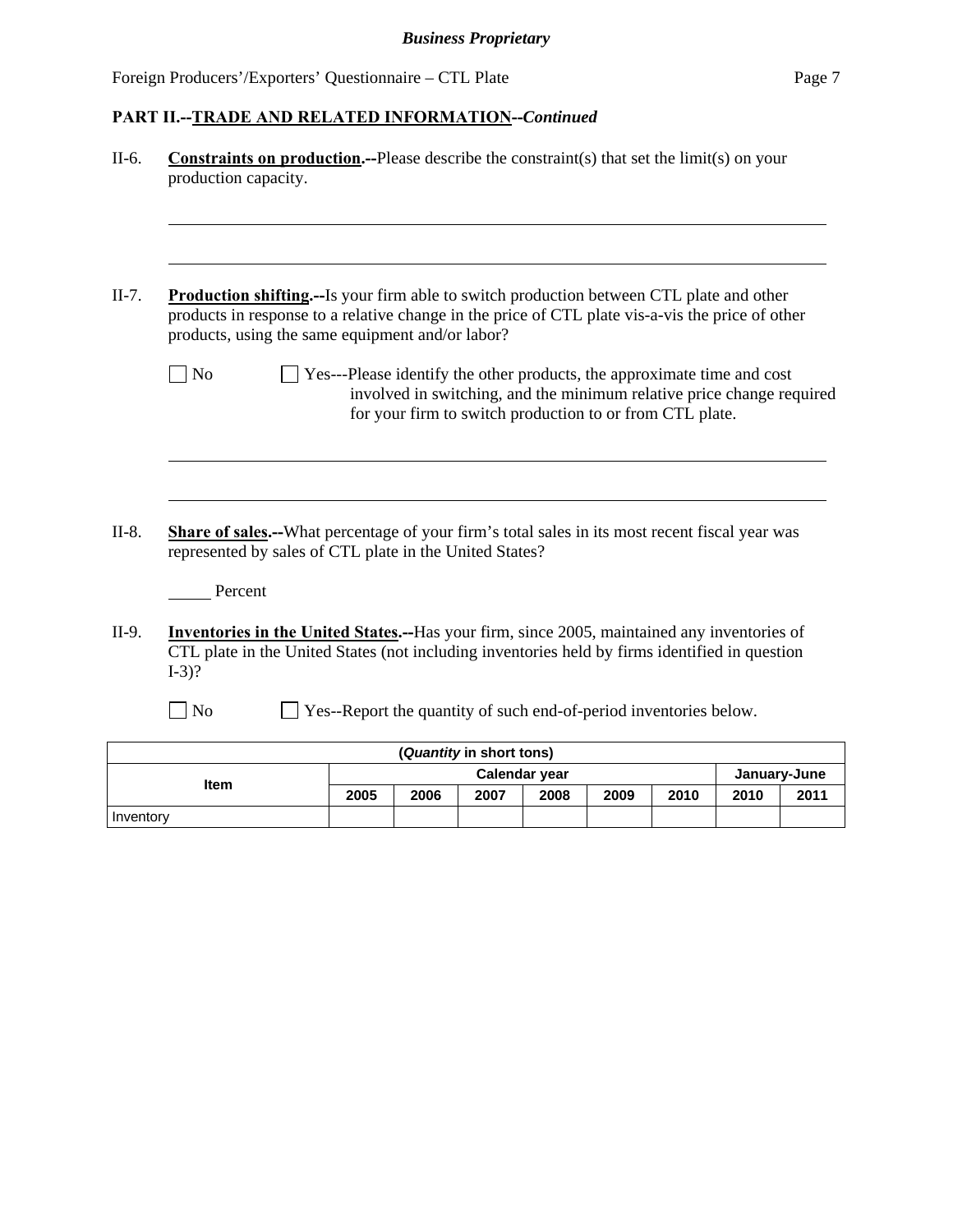## PART II.--TRADE AND RELATED INFORMATION--*Continued*

II-6. **Constraints on production.--**Please describe the constraint(s) that set the limit(s) on your production capacity.

\_\_\_\_\_\_\_\_\_\_\_\_\_\_\_\_\_\_\_\_\_\_\_\_\_\_\_\_\_\_\_\_\_\_\_\_\_\_\_\_\_\_\_\_\_\_\_\_\_\_\_\_\_\_\_\_\_\_\_\_\_\_\_\_\_\_\_\_\_\_\_\_

\_\_\_\_\_\_\_\_\_\_\_\_\_\_\_\_\_\_\_\_\_\_\_\_\_\_\_\_\_\_\_\_\_\_\_\_\_\_\_\_\_\_\_\_\_\_\_\_\_\_\_\_\_\_\_\_\_\_\_\_\_\_\_\_\_\_\_\_\_\_\_\_

II-7. **Production shifting.--**Is your firm able to switch production between CTL plate and other products in response to a relative change in the price of CTL plate vis-a-vis the price of other products, using the same equipment and/or labor?

☐ No ☐ Yes---Please identify the other products, the approximate time and cost involved in switching, and the minimum relative price change required for your firm to switch production to or from CTL plate.

\_\_\_\_\_\_\_\_\_\_\_\_\_\_\_\_\_\_\_\_\_\_\_\_\_\_\_\_\_\_\_\_\_\_\_\_\_\_\_\_\_\_\_\_\_\_\_\_\_\_\_\_\_\_\_\_\_\_\_\_\_\_\_\_\_\_\_\_\_\_\_\_

\_\_\_\_\_\_\_\_\_\_\_\_\_\_\_\_\_\_\_\_\_\_\_\_\_\_\_\_\_\_\_\_\_\_\_\_\_\_\_\_\_\_\_\_\_\_\_\_\_\_\_\_\_\_\_\_\_\_\_\_\_\_\_\_\_\_\_\_\_\_\_\_

II-8. **Share of sales.--**What percentage of your firm's total sales in its most recent fiscal year was represented by sales of CTL plate in the United States?

\_\_\_\_\_ Percent

II-9. **Inventories in the United States.--**Has your firm, since 2005, maintained any inventories of CTL plate in the United States (not including inventories held by firms identified in question I-3)?

☐ No ☐ Yes--Report the quantity of such end-of-period inventories below.

| (*Quantity* in short tons) | | | | | | | | |
|---|---|---|---|---|---|---|---|---|
| Item | Calendar year | | | | | | January-June | |
| | 2005 | 2006 | 2007 | 2008 | 2009 | 2010 | 2010 | 2011 |
| Inventory | | | | | | | | |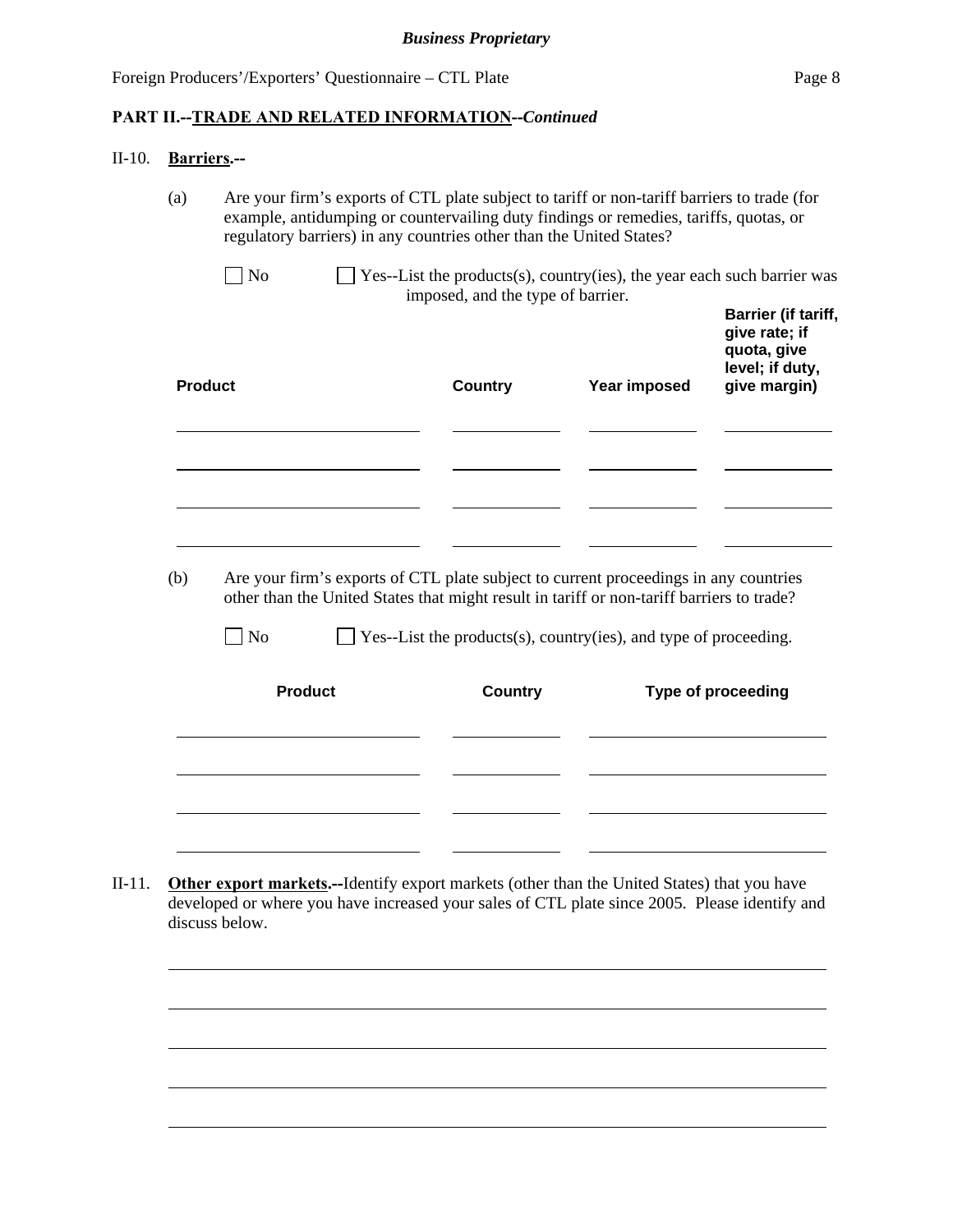**PART II.--TRADE AND RELATED INFORMATION--*Continued***

II-10. **Barriers.--**

(a) Are your firm's exports of CTL plate subject to tariff or non-tariff barriers to trade (for example, antidumping or countervailing duty findings or remedies, tariffs, quotas, or regulatory barriers) in any countries other than the United States?

☐ No ☐ Yes--List the products(s), country(ies), the year each such barrier was imposed, and the type of barrier.

| Product | Country | Year imposed | Barrier (if tariff, give rate; if quota, give level; if duty, give margin) |
|---|---|---|---|
| | | | |
| | | | |
| | | | |
| | | | |

(b) Are your firm's exports of CTL plate subject to current proceedings in any countries other than the United States that might result in tariff or non-tariff barriers to trade?

☐ No ☐ Yes--List the products(s), country(ies), and type of proceeding.

| Product | Country | Type of proceeding |
|---|---|---|
| | | |
| | | |
| | | |
| | | |

II-11. **Other export markets.--**Identify export markets (other than the United States) that you have developed or where you have increased your sales of CTL plate since 2005. Please identify and discuss below.

______________________________________________________________________

______________________________________________________________________

______________________________________________________________________

______________________________________________________________________

______________________________________________________________________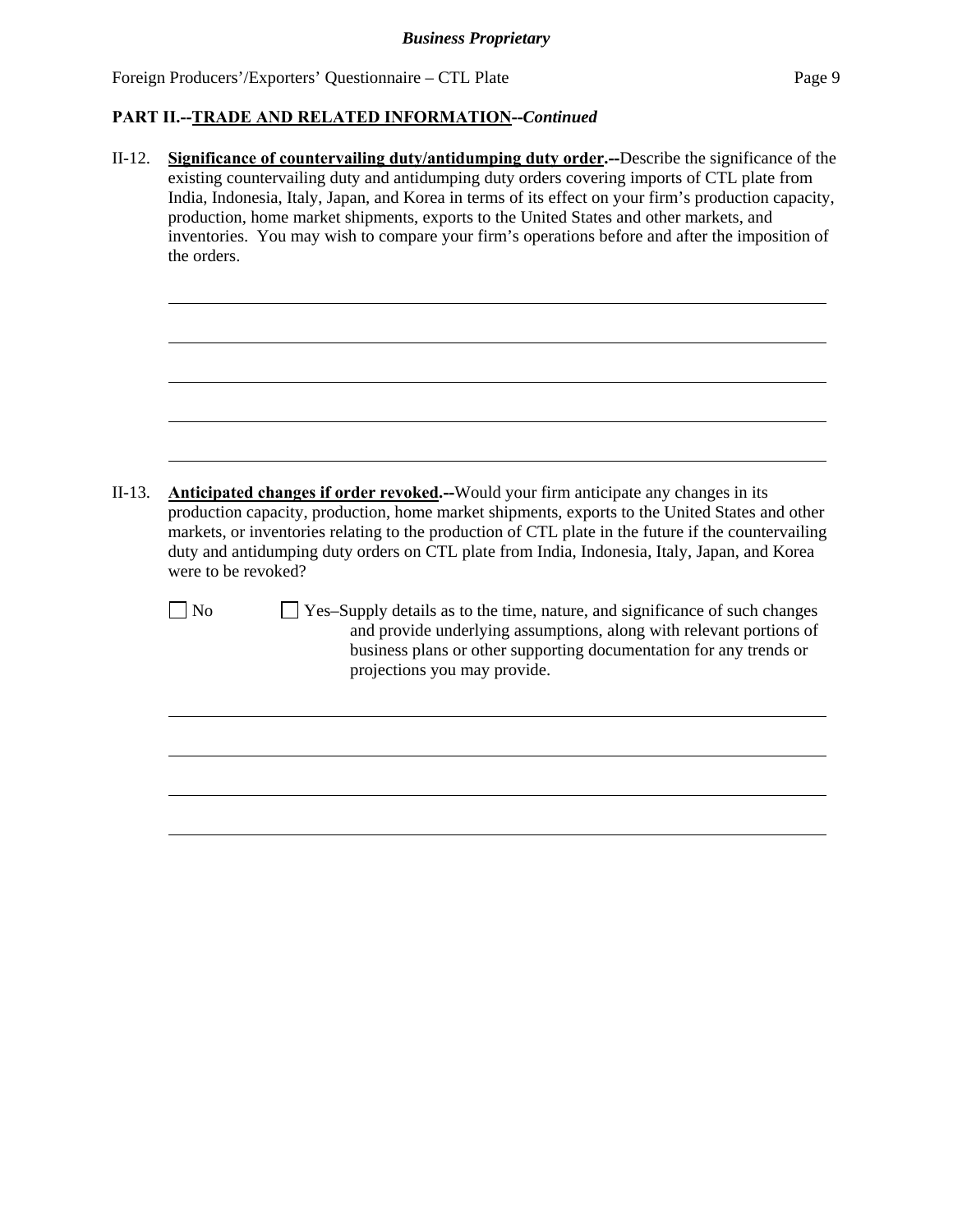## PART II.--TRADE AND RELATED INFORMATION--*Continued*

II-12. **Significance of countervailing duty/antidumping duty order.--**Describe the significance of the existing countervailing duty and antidumping duty orders covering imports of CTL plate from India, Indonesia, Italy, Japan, and Korea in terms of its effect on your firm's production capacity, production, home market shipments, exports to the United States and other markets, and inventories. You may wish to compare your firm's operations before and after the imposition of the orders.

II-13. **Anticipated changes if order revoked.--**Would your firm anticipate any changes in its production capacity, production, home market shipments, exports to the United States and other markets, or inventories relating to the production of CTL plate in the future if the countervailing duty and antidumping duty orders on CTL plate from India, Indonesia, Italy, Japan, and Korea were to be revoked?

☐ No ☐ Yes–Supply details as to the time, nature, and significance of such changes and provide underlying assumptions, along with relevant portions of business plans or other supporting documentation for any trends or projections you may provide.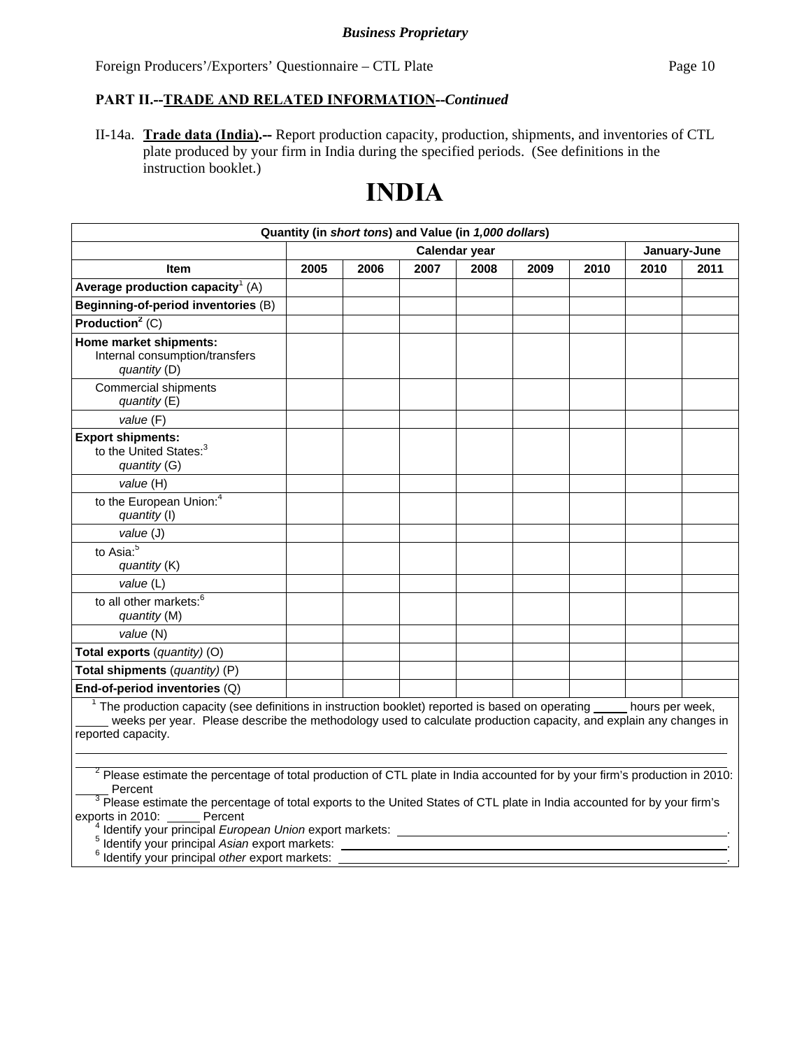**Business Proprietary**

Foreign Producers'/Exporters' Questionnaire – CTL Plate

**PART II.--TRADE AND RELATED INFORMATION--*Continued***

II-14a. **Trade data (India).--** Report production capacity, production, shipments, and inventories of CTL plate produced by your firm in India during the specified periods. (See definitions in the instruction booklet.)

# INDIA

| Quantity (in *short tons*) and Value (in *1,000 dollars*) | | | | | | | | |
|---|---|---|---|---|---|---|---|---|
| | Calendar year | | | | | | January-June | |
| **Item** | **2005** | **2006** | **2007** | **2008** | **2009** | **2010** | **2010** | **2011** |
| **Average production capacity**[1] (A) | | | | | | | | |
| **Beginning-of-period inventories** (B) | | | | | | | | |
| **Production**[2] (C) | | | | | | | | |
| **Home market shipments:** Internal consumption/transfers *quantity* (D) | | | | | | | | |
| Commercial shipments *quantity* (E) | | | | | | | | |
| *value* (F) | | | | | | | | |
| **Export shipments:** to the United States:[3] *quantity* (G) | | | | | | | | |
| *value* (H) | | | | | | | | |
| to the European Union:[4] *quantity* (I) | | | | | | | | |
| *value* (J) | | | | | | | | |
| to Asia:[5] *quantity* (K) | | | | | | | | |
| *value* (L) | | | | | | | | |
| to all other markets:[6] *quantity* (M) | | | | | | | | |
| *value* (N) | | | | | | | | |
| **Total exports** (*quantity)* (O) | | | | | | | | |
| **Total shipments** (*quantity)* (P) | | | | | | | | |
| **End-of-period inventories** (Q) | | | | | | | | |

[1] The production capacity (see definitions in instruction booklet) reported is based on operating _____ hours per week, _____ weeks per year. Please describe the methodology used to calculate production capacity, and explain any changes in reported capacity.

______________________________________________________________________

______________________________________________________________________

[2] Please estimate the percentage of total production of CTL plate in India accounted for by your firm's production in 2010: _____ Percent

[3] Please estimate the percentage of total exports to the United States of CTL plate in India accounted for by your firm's exports in 2010: _____ Percent

[4] Identify your principal *European Union* export markets: ______________________________.

[5] Identify your principal *Asian* export markets: ______________________________.

[6] Identify your principal *other* export markets: ______________________________.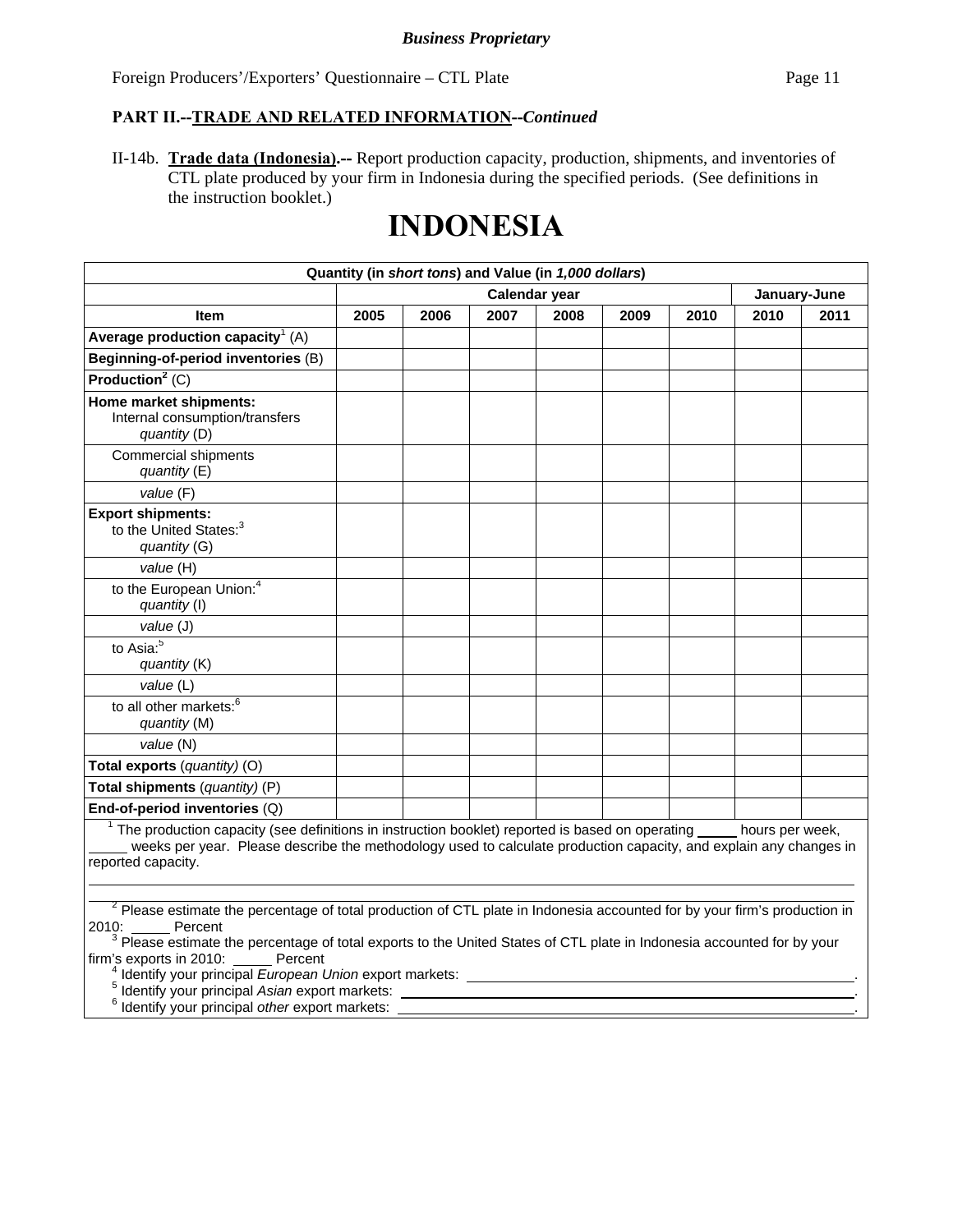**Business Proprietary**

Foreign Producers'/Exporters' Questionnaire – CTL Plate

**PART II.--TRADE AND RELATED INFORMATION--*Continued***

II-14b. **Trade data (Indonesia).--** Report production capacity, production, shipments, and inventories of CTL plate produced by your firm in Indonesia during the specified periods. (See definitions in the instruction booklet.)

# INDONESIA

| Quantity (in *short tons*) and Value (in *1,000 dollars*) | | | | | | | | |
|---|---|---|---|---|---|---|---|---|
| | Calendar year | | | | | | January-June | |
| **Item** | **2005** | **2006** | **2007** | **2008** | **2009** | **2010** | **2010** | **2011** |
| **Average production capacity**[1] (A) | | | | | | | | |
| **Beginning-of-period inventories** (B) | | | | | | | | |
| **Production**[2] (C) | | | | | | | | |
| **Home market shipments:** Internal consumption/transfers *quantity* (D) | | | | | | | | |
| Commercial shipments *quantity* (E) | | | | | | | | |
| *value* (F) | | | | | | | | |
| **Export shipments:** to the United States:[3] *quantity* (G) | | | | | | | | |
| *value* (H) | | | | | | | | |
| to the European Union:[4] *quantity* (I) | | | | | | | | |
| *value* (J) | | | | | | | | |
| to Asia:[5] *quantity* (K) | | | | | | | | |
| *value* (L) | | | | | | | | |
| to all other markets:[6] *quantity* (M) | | | | | | | | |
| *value* (N) | | | | | | | | |
| **Total exports** (*quantity)* (O) | | | | | | | | |
| **Total shipments** (*quantity)* (P) | | | | | | | | |
| **End-of-period inventories** (Q) | | | | | | | | |

[1] The production capacity (see definitions in instruction booklet) reported is based on operating _____ hours per week, _____ weeks per year. Please describe the methodology used to calculate production capacity, and explain any changes in reported capacity.

______________________________________________________________________

______________________________________________________________________

[2] Please estimate the percentage of total production of CTL plate in Indonesia accounted for by your firm's production in 2010: _____ Percent

[3] Please estimate the percentage of total exports to the United States of CTL plate in Indonesia accounted for by your firm's exports in 2010: _____ Percent

[4] Identify your principal *European Union* export markets: ______________________________.

[5] Identify your principal *Asian* export markets: ______________________________.

[6] Identify your principal *other* export markets: ______________________________.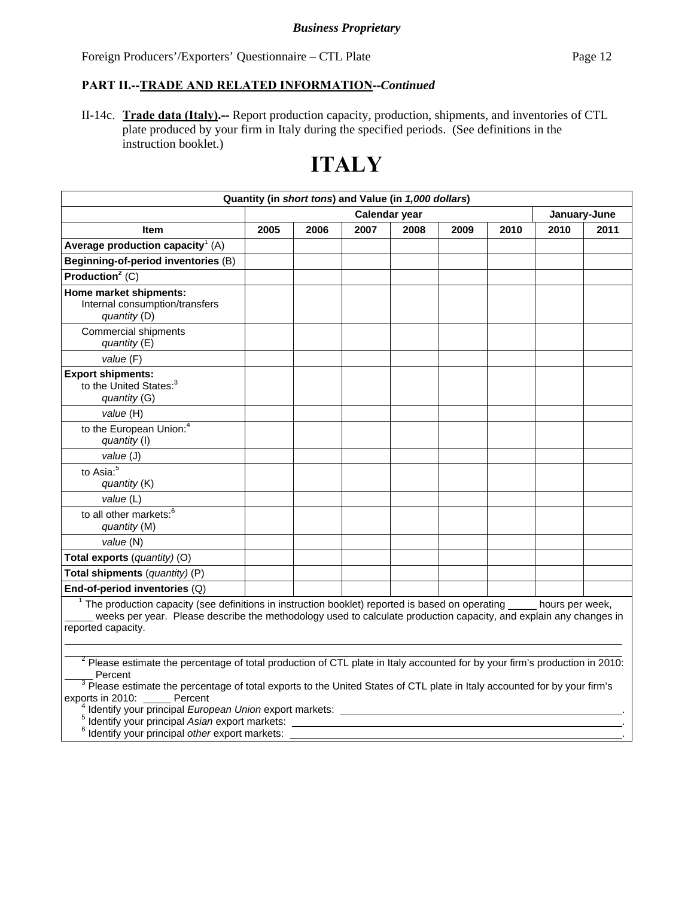*Business Proprietary*

Foreign Producers'/Exporters' Questionnaire – CTL Plate

## PART II.--TRADE AND RELATED INFORMATION--*Continued*

II-14c. **Trade data (Italy).--** Report production capacity, production, shipments, and inventories of CTL plate produced by your firm in Italy during the specified periods. (See definitions in the instruction booklet.)

# ITALY

| Quantity (in *short tons*) and Value (in *1,000 dollars*) | | | | | | | | |
|---|---|---|---|---|---|---|---|---|
| | Calendar year | | | | | | January-June | |
| **Item** | **2005** | **2006** | **2007** | **2008** | **2009** | **2010** | **2010** | **2011** |
| **Average production capacity**[1] (A) | | | | | | | | |
| **Beginning-of-period inventories** (B) | | | | | | | | |
| **Production**[2] (C) | | | | | | | | |
| **Home market shipments:** Internal consumption/transfers *quantity* (D) | | | | | | | | |
| Commercial shipments *quantity* (E) | | | | | | | | |
| *value* (F) | | | | | | | | |
| **Export shipments:** to the United States:[3] *quantity* (G) | | | | | | | | |
| *value* (H) | | | | | | | | |
| to the European Union:[4] *quantity* (I) | | | | | | | | |
| *value* (J) | | | | | | | | |
| to Asia:[5] *quantity* (K) | | | | | | | | |
| *value* (L) | | | | | | | | |
| to all other markets:[6] *quantity* (M) | | | | | | | | |
| *value* (N) | | | | | | | | |
| **Total exports** (*quantity*) (O) | | | | | | | | |
| **Total shipments** (*quantity*) (P) | | | | | | | | |
| **End-of-period inventories** (Q) | | | | | | | | |

[1] The production capacity (see definitions in instruction booklet) reported is based on operating _____ hours per week, _____ weeks per year. Please describe the methodology used to calculate production capacity, and explain any changes in reported capacity.

[2] Please estimate the percentage of total production of CTL plate in Italy accounted for by your firm's production in 2010: _____ Percent

[3] Please estimate the percentage of total exports to the United States of CTL plate in Italy accounted for by your firm's exports in 2010: _____ Percent

[4] Identify your principal *European Union* export markets: ______________________.

[5] Identify your principal *Asian* export markets: ______________________.

[6] Identify your principal *other* export markets: ______________________.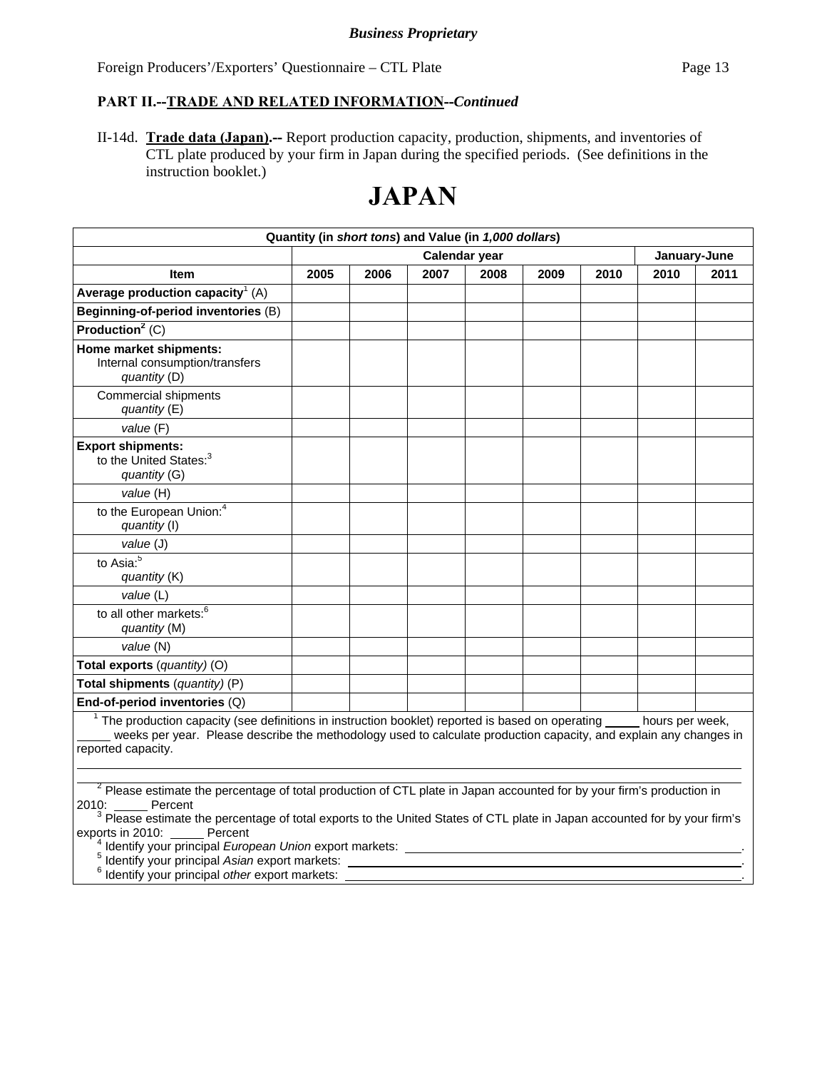**Business Proprietary**

Foreign Producers'/Exporters' Questionnaire – CTL Plate

**PART II.--TRADE AND RELATED INFORMATION--*Continued***

II-14d. **Trade data (Japan).--** Report production capacity, production, shipments, and inventories of CTL plate produced by your firm in Japan during the specified periods. (See definitions in the instruction booklet.)

# JAPAN

| Quantity (in *short tons*) and Value (in *1,000 dollars*) | | | | | | | | |
|---|---|---|---|---|---|---|---|---|
| | Calendar year | | | | | | January-June | |
| **Item** | **2005** | **2006** | **2007** | **2008** | **2009** | **2010** | **2010** | **2011** |
| **Average production capacity**[1] (A) | | | | | | | | |
| **Beginning-of-period inventories** (B) | | | | | | | | |
| **Production**[2] (C) | | | | | | | | |
| **Home market shipments:** Internal consumption/transfers *quantity* (D) | | | | | | | | |
| Commercial shipments *quantity* (E) | | | | | | | | |
| *value* (F) | | | | | | | | |
| **Export shipments:** to the United States:[3] *quantity* (G) | | | | | | | | |
| *value* (H) | | | | | | | | |
| to the European Union:[4] *quantity* (I) | | | | | | | | |
| *value* (J) | | | | | | | | |
| to Asia:[5] *quantity* (K) | | | | | | | | |
| *value* (L) | | | | | | | | |
| to all other markets:[6] *quantity* (M) | | | | | | | | |
| *value* (N) | | | | | | | | |
| **Total exports** (*quantity*) (O) | | | | | | | | |
| **Total shipments** (*quantity*) (P) | | | | | | | | |
| **End-of-period inventories** (Q) | | | | | | | | |

[1] The production capacity (see definitions in instruction booklet) reported is based on operating _____ hours per week, _____ weeks per year. Please describe the methodology used to calculate production capacity, and explain any changes in reported capacity.

______________________________________________________________________

______________________________________________________________________

[2] Please estimate the percentage of total production of CTL plate in Japan accounted for by your firm's production in 2010: _____ Percent

[3] Please estimate the percentage of total exports to the United States of CTL plate in Japan accounted for by your firm's exports in 2010: _____ Percent

[4] Identify your principal *European Union* export markets: ______________________________.

[5] Identify your principal *Asian* export markets: ______________________________.

[6] Identify your principal *other* export markets: ______________________________.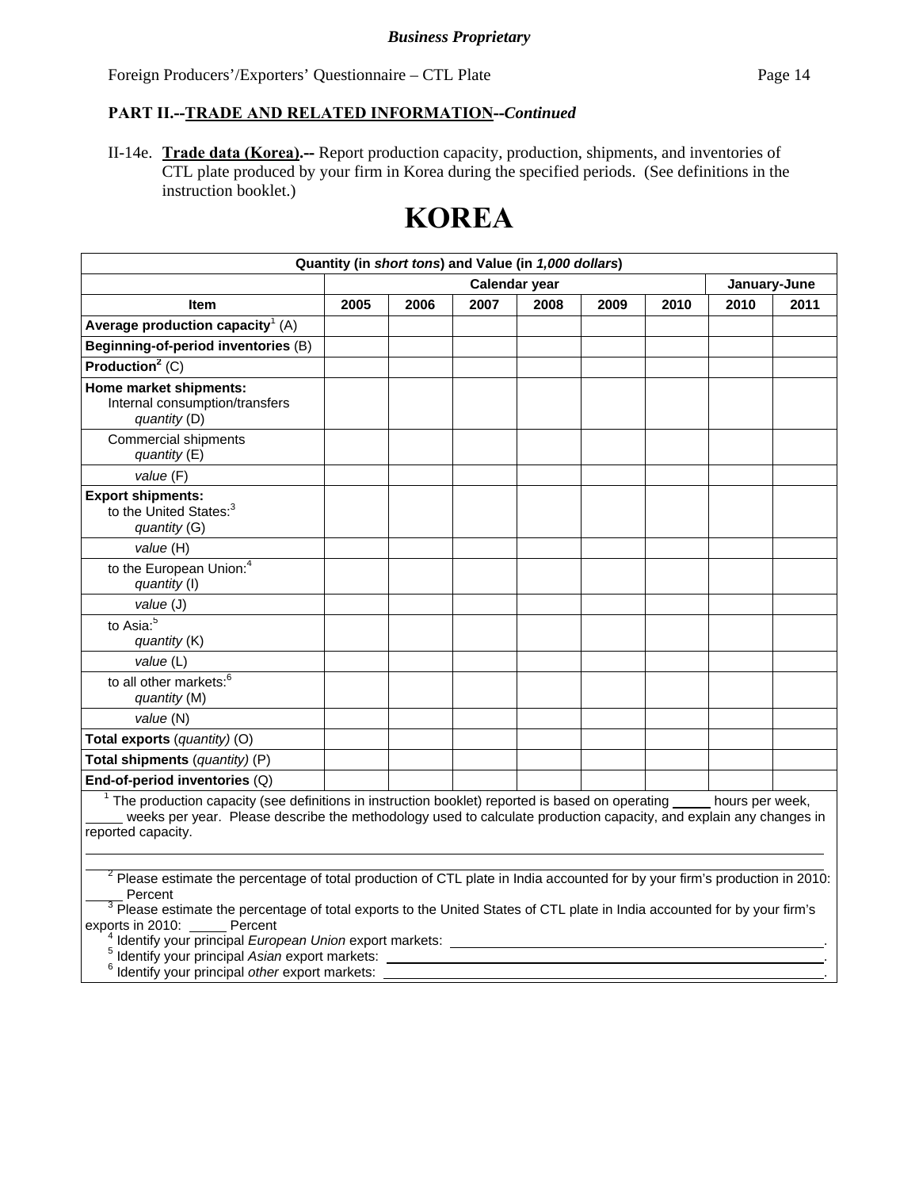**Business Proprietary**

Foreign Producers'/Exporters' Questionnaire – CTL Plate

**PART II.--TRADE AND RELATED INFORMATION--*Continued***

II-14e. **Trade data (Korea).--** Report production capacity, production, shipments, and inventories of CTL plate produced by your firm in Korea during the specified periods. (See definitions in the instruction booklet.)

# KOREA

| Quantity (in *short tons*) and Value (in *1,000 dollars*) | | | | | | | | |
|---|---|---|---|---|---|---|---|---|
| | Calendar year | | | | | | January-June | |
| **Item** | **2005** | **2006** | **2007** | **2008** | **2009** | **2010** | **2010** | **2011** |
| **Average production capacity**[1] (A) | | | | | | | | |
| **Beginning-of-period inventories** (B) | | | | | | | | |
| **Production**[2] (C) | | | | | | | | |
| **Home market shipments:** Internal consumption/transfers *quantity* (D) | | | | | | | | |
| Commercial shipments *quantity* (E) | | | | | | | | |
| *value* (F) | | | | | | | | |
| **Export shipments:** to the United States:[3] *quantity* (G) | | | | | | | | |
| *value* (H) | | | | | | | | |
| to the European Union:[4] *quantity* (I) | | | | | | | | |
| *value* (J) | | | | | | | | |
| to Asia:[5] *quantity* (K) | | | | | | | | |
| *value* (L) | | | | | | | | |
| to all other markets:[6] *quantity* (M) | | | | | | | | |
| *value* (N) | | | | | | | | |
| **Total exports** (*quantity*) (O) | | | | | | | | |
| **Total shipments** (*quantity*) (P) | | | | | | | | |
| **End-of-period inventories** (Q) | | | | | | | | |

[1] The production capacity (see definitions in instruction booklet) reported is based on operating _____ hours per week, _____ weeks per year. Please describe the methodology used to calculate production capacity, and explain any changes in reported capacity.

[2] Please estimate the percentage of total production of CTL plate in India accounted for by your firm's production in 2010: _____ Percent

[3] Please estimate the percentage of total exports to the United States of CTL plate in India accounted for by your firm's exports in 2010: _____ Percent

[4] Identify your principal *European Union* export markets: ______________________.

[5] Identify your principal *Asian* export markets: ______________________.

[6] Identify your principal *other* export markets: ______________________.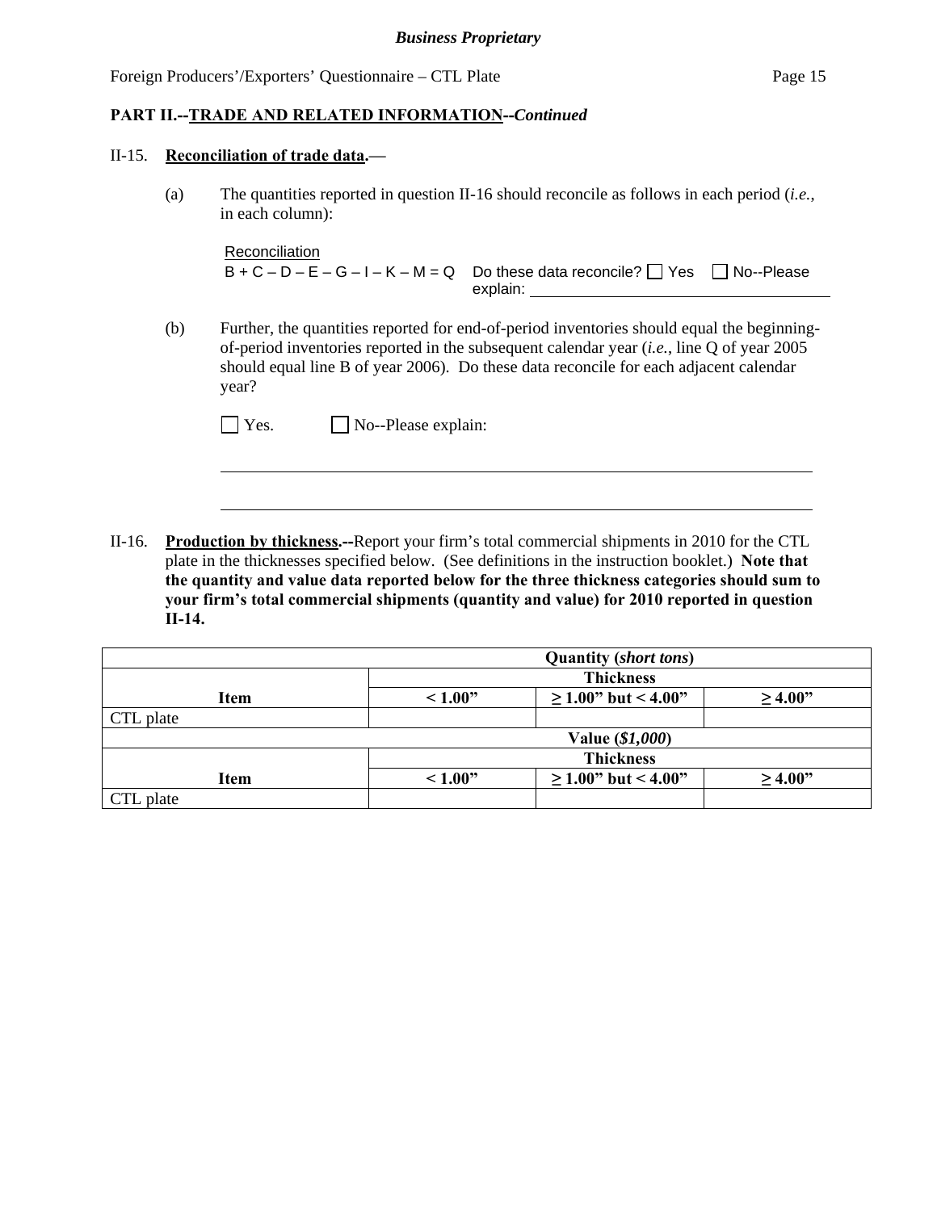**PART II.--TRADE AND RELATED INFORMATION--*Continued***

II-15. **Reconciliation of trade data.—**

(a) The quantities reported in question II-16 should reconcile as follows in each period (*i.e.*, in each column):

Reconciliation
B + C – D – E – G – I – K – M = Q    Do these data reconcile? ☐ Yes ☐ No--Please explain: ____________________

(b) Further, the quantities reported for end-of-period inventories should equal the beginning-of-period inventories reported in the subsequent calendar year (*i.e.*, line Q of year 2005 should equal line B of year 2006). Do these data reconcile for each adjacent calendar year?

☐ Yes. ☐ No--Please explain:

____________________________________________________________

____________________________________________________________

II-16. **Production by thickness.--**Report your firm's total commercial shipments in 2010 for the CTL plate in the thicknesses specified below. (See definitions in the instruction booklet.) **Note that the quantity and value data reported below for the three thickness categories should sum to your firm's total commercial shipments (quantity and value) for 2010 reported in question II-14.**

| | Quantity (*short tons*) | | |
|---|---|---|---|
| | Thickness | | |
| Item | < 1.00" | ≥ 1.00" but < 4.00" | ≥ 4.00" |
| CTL plate | | | |
| | Value (*$1,000*) | | |
| | Thickness | | |
| Item | < 1.00" | ≥ 1.00" but < 4.00" | ≥ 4.00" |
| CTL plate | | | |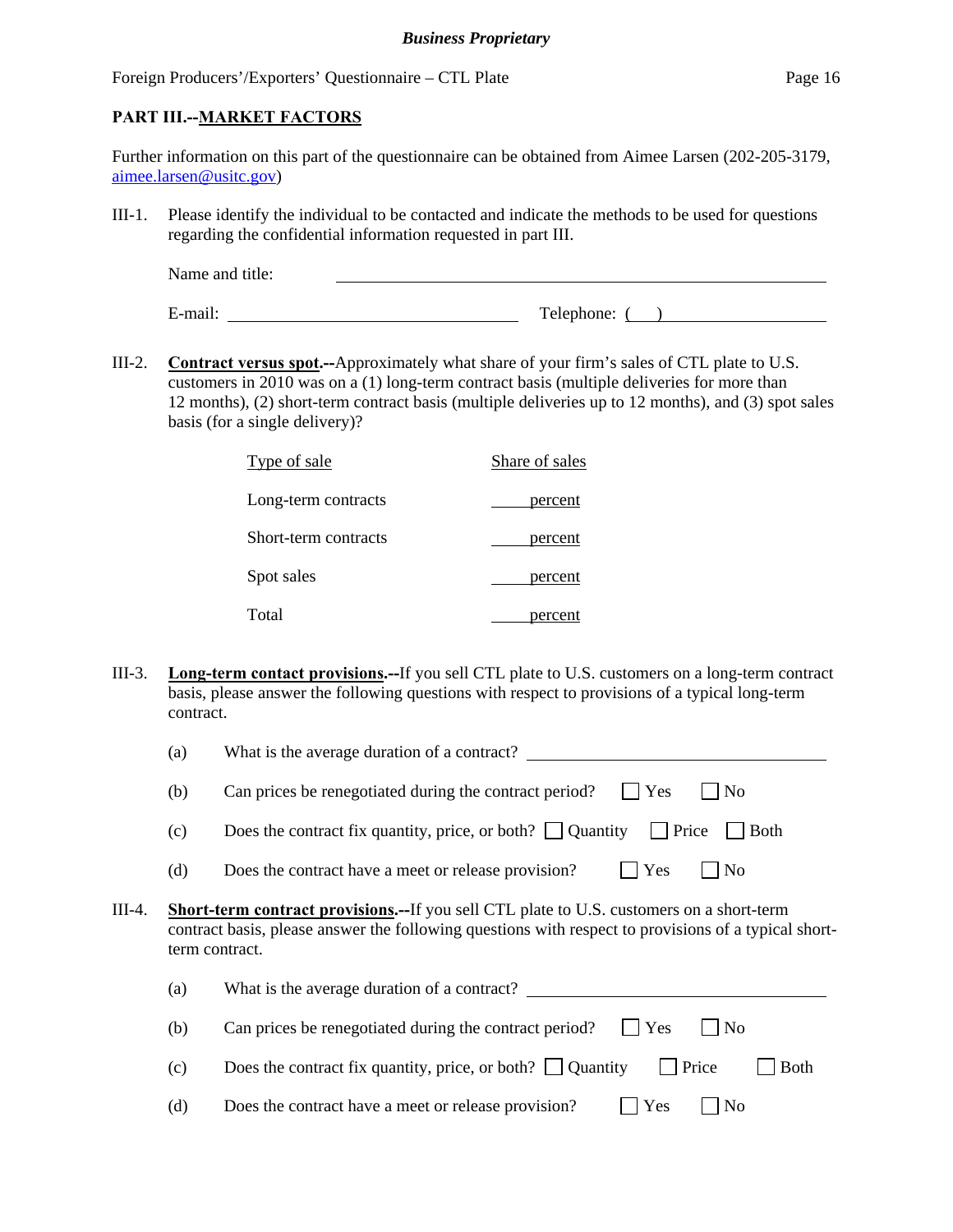## PART III.--MARKET FACTORS

Further information on this part of the questionnaire can be obtained from Aimee Larsen (202-205-3179, aimee.larsen@usitc.gov)

III-1. Please identify the individual to be contacted and indicate the methods to be used for questions regarding the confidential information requested in part III.

Name and title: ______________________________

E-mail: ______________________ Telephone: (   ) ______________

III-2. **Contract versus spot.--**Approximately what share of your firm's sales of CTL plate to U.S. customers in 2010 was on a (1) long-term contract basis (multiple deliveries for more than 12 months), (2) short-term contract basis (multiple deliveries up to 12 months), and (3) spot sales basis (for a single delivery)?

| Type of sale | Share of sales |
|---|---|
| Long-term contracts | ____ percent |
| Short-term contracts | ____ percent |
| Spot sales | ____ percent |
| Total | ____ percent |

III-3. **Long-term contact provisions.--**If you sell CTL plate to U.S. customers on a long-term contract basis, please answer the following questions with respect to provisions of a typical long-term contract.

(a) What is the average duration of a contract? ______________________

(b) Can prices be renegotiated during the contract period? ☐ Yes ☐ No

(c) Does the contract fix quantity, price, or both? ☐ Quantity ☐ Price ☐ Both

(d) Does the contract have a meet or release provision? ☐ Yes ☐ No

III-4. **Short-term contract provisions.--**If you sell CTL plate to U.S. customers on a short-term contract basis, please answer the following questions with respect to provisions of a typical short-term contract.

(a) What is the average duration of a contract? ______________________

(b) Can prices be renegotiated during the contract period? ☐ Yes ☐ No

(c) Does the contract fix quantity, price, or both? ☐ Quantity ☐ Price ☐ Both

(d) Does the contract have a meet or release provision? ☐ Yes ☐ No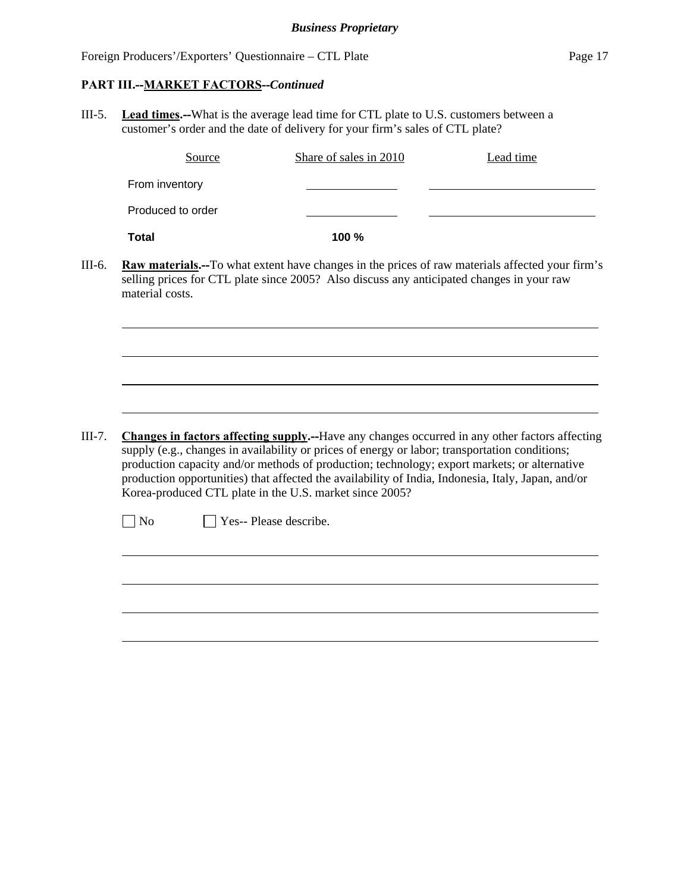**PART III.--MARKET FACTORS--*Continued***

III-5. **Lead times.--**What is the average lead time for CTL plate to U.S. customers between a customer's order and the date of delivery for your firm's sales of CTL plate?

| Source | Share of sales in 2010 | Lead time |
|---|---|---|
| From inventory | | |
| Produced to order | | |
| **Total** | **100 %** | |

III-6. **Raw materials.--**To what extent have changes in the prices of raw materials affected your firm's selling prices for CTL plate since 2005? Also discuss any anticipated changes in your raw material costs.

III-7. **Changes in factors affecting supply.--**Have any changes occurred in any other factors affecting supply (e.g., changes in availability or prices of energy or labor; transportation conditions; production capacity and/or methods of production; technology; export markets; or alternative production opportunities) that affected the availability of India, Indonesia, Italy, Japan, and/or Korea-produced CTL plate in the U.S. market since 2005?

☐ No ☐ Yes-- Please describe.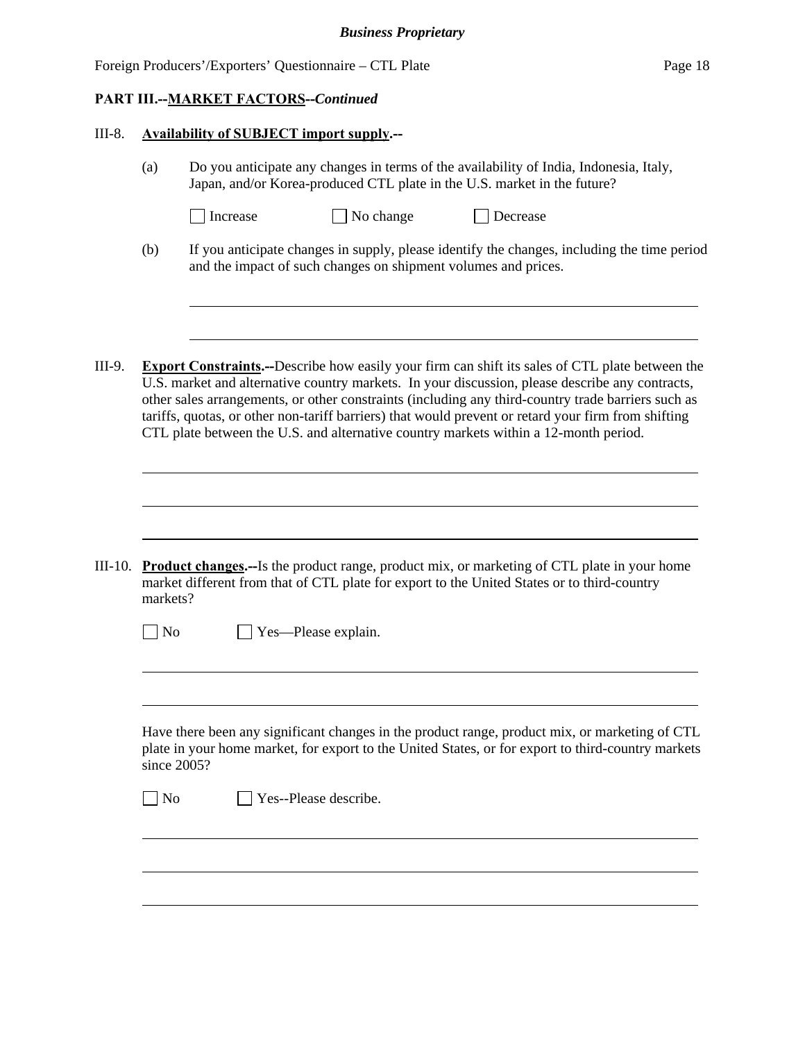## PART III.--MARKET FACTORS--*Continued*

III-8. **Availability of SUBJECT import supply.--**

(a) Do you anticipate any changes in terms of the availability of India, Indonesia, Italy, Japan, and/or Korea-produced CTL plate in the U.S. market in the future?

☐ Increase ☐ No change ☐ Decrease

(b) If you anticipate changes in supply, please identify the changes, including the time period and the impact of such changes on shipment volumes and prices.

______________________________________________________________________

______________________________________________________________________

III-9. **Export Constraints.--**Describe how easily your firm can shift its sales of CTL plate between the U.S. market and alternative country markets. In your discussion, please describe any contracts, other sales arrangements, or other constraints (including any third-country trade barriers such as tariffs, quotas, or other non-tariff barriers) that would prevent or retard your firm from shifting CTL plate between the U.S. and alternative country markets within a 12-month period.

______________________________________________________________________

______________________________________________________________________

______________________________________________________________________

III-10. **Product changes.--**Is the product range, product mix, or marketing of CTL plate in your home market different from that of CTL plate for export to the United States or to third-country markets?

☐ No ☐ Yes—Please explain.

______________________________________________________________________

______________________________________________________________________

Have there been any significant changes in the product range, product mix, or marketing of CTL plate in your home market, for export to the United States, or for export to third-country markets since 2005?

☐ No ☐ Yes--Please describe.

______________________________________________________________________

______________________________________________________________________

______________________________________________________________________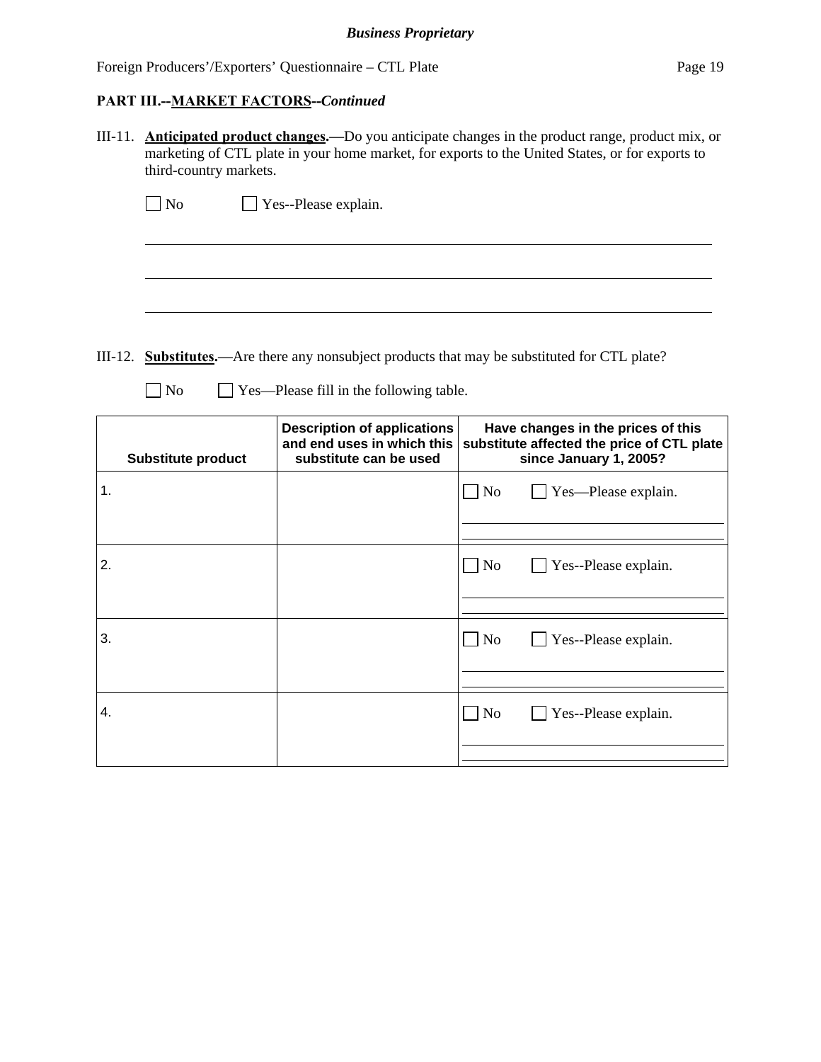**PART III.--MARKET FACTORS--*Continued***

III-11. **Anticipated product changes.—**Do you anticipate changes in the product range, product mix, or marketing of CTL plate in your home market, for exports to the United States, or for exports to third-country markets.

☐ No ☐ Yes--Please explain.

\_\_\_\_\_\_\_\_\_\_\_\_\_\_\_\_\_\_\_\_\_\_\_\_\_\_\_\_\_\_\_\_\_\_\_\_\_\_\_\_\_\_\_\_\_\_\_\_\_\_\_\_\_\_\_\_\_\_\_\_\_\_\_\_\_\_\_\_\_\_\_\_

\_\_\_\_\_\_\_\_\_\_\_\_\_\_\_\_\_\_\_\_\_\_\_\_\_\_\_\_\_\_\_\_\_\_\_\_\_\_\_\_\_\_\_\_\_\_\_\_\_\_\_\_\_\_\_\_\_\_\_\_\_\_\_\_\_\_\_\_\_\_\_\_

\_\_\_\_\_\_\_\_\_\_\_\_\_\_\_\_\_\_\_\_\_\_\_\_\_\_\_\_\_\_\_\_\_\_\_\_\_\_\_\_\_\_\_\_\_\_\_\_\_\_\_\_\_\_\_\_\_\_\_\_\_\_\_\_\_\_\_\_\_\_\_\_

III-12. **Substitutes.—**Are there any nonsubject products that may be substituted for CTL plate?

☐ No ☐ Yes—Please fill in the following table.

| Substitute product | Description of applications and end uses in which this substitute can be used | Have changes in the prices of this substitute affected the price of CTL plate since January 1, 2005? |
|---|---|---|
| 1. | | ☐ No ☐ Yes—Please explain. |
| 2. | | ☐ No ☐ Yes--Please explain. |
| 3. | | ☐ No ☐ Yes--Please explain. |
| 4. | | ☐ No ☐ Yes--Please explain. |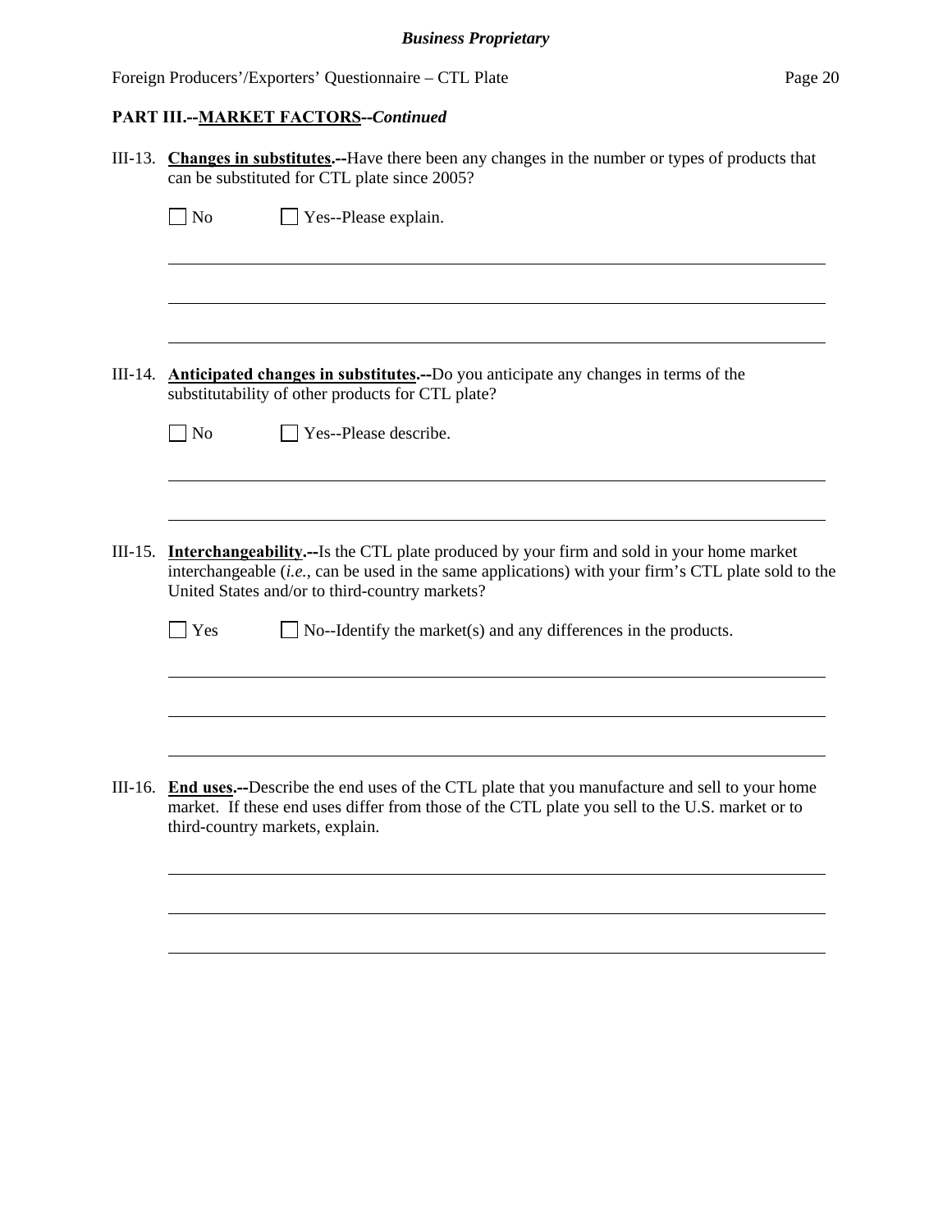**PART III.--MARKET FACTORS--*Continued***

III-13. **Changes in substitutes.--**Have there been any changes in the number or types of products that can be substituted for CTL plate since 2005?

☐ No ☐ Yes--Please explain.

III-14. **Anticipated changes in substitutes.--**Do you anticipate any changes in terms of the substitutability of other products for CTL plate?

☐ No ☐ Yes--Please describe.

III-15. **Interchangeability.--**Is the CTL plate produced by your firm and sold in your home market interchangeable (*i.e.*, can be used in the same applications) with your firm's CTL plate sold to the United States and/or to third-country markets?

☐ Yes ☐ No--Identify the market(s) and any differences in the products.

III-16. **End uses.--**Describe the end uses of the CTL plate that you manufacture and sell to your home market. If these end uses differ from those of the CTL plate you sell to the U.S. market or to third-country markets, explain.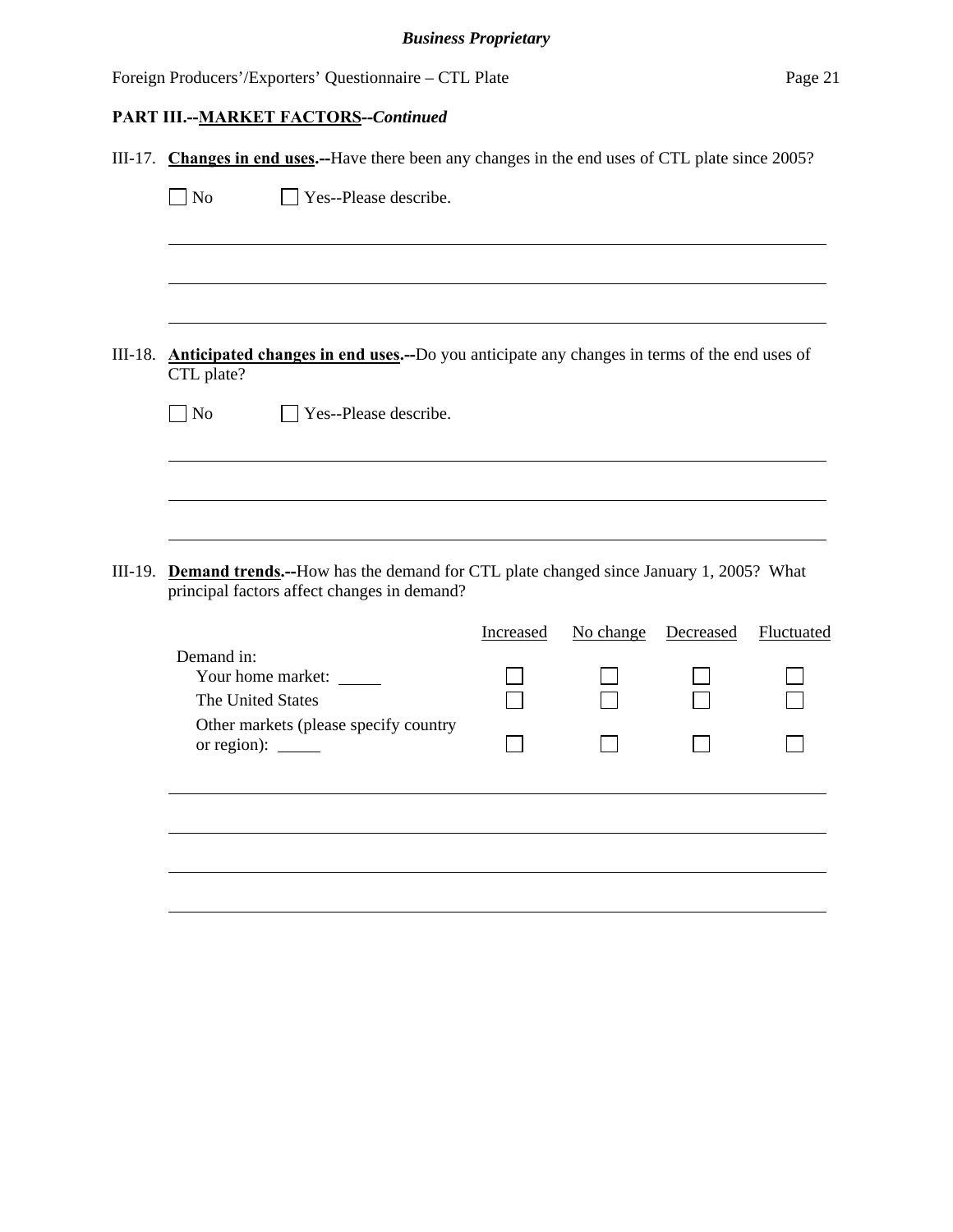**PART III.--MARKET FACTORS--*Continued***

III-17. **Changes in end uses.--**Have there been any changes in the end uses of CTL plate since 2005?

☐ No ☐ Yes--Please describe.

\_\_\_\_\_\_\_\_\_\_\_\_\_\_\_\_\_\_\_\_\_\_\_\_\_\_\_\_\_\_\_\_\_\_\_\_\_\_\_\_\_\_\_\_\_\_\_\_

\_\_\_\_\_\_\_\_\_\_\_\_\_\_\_\_\_\_\_\_\_\_\_\_\_\_\_\_\_\_\_\_\_\_\_\_\_\_\_\_\_\_\_\_\_\_\_\_

\_\_\_\_\_\_\_\_\_\_\_\_\_\_\_\_\_\_\_\_\_\_\_\_\_\_\_\_\_\_\_\_\_\_\_\_\_\_\_\_\_\_\_\_\_\_\_\_

III-18. **Anticipated changes in end uses.--**Do you anticipate any changes in terms of the end uses of CTL plate?

☐ No ☐ Yes--Please describe.

\_\_\_\_\_\_\_\_\_\_\_\_\_\_\_\_\_\_\_\_\_\_\_\_\_\_\_\_\_\_\_\_\_\_\_\_\_\_\_\_\_\_\_\_\_\_\_\_

\_\_\_\_\_\_\_\_\_\_\_\_\_\_\_\_\_\_\_\_\_\_\_\_\_\_\_\_\_\_\_\_\_\_\_\_\_\_\_\_\_\_\_\_\_\_\_\_

\_\_\_\_\_\_\_\_\_\_\_\_\_\_\_\_\_\_\_\_\_\_\_\_\_\_\_\_\_\_\_\_\_\_\_\_\_\_\_\_\_\_\_\_\_\_\_\_

III-19. **Demand trends.--**How has the demand for CTL plate changed since January 1, 2005? What principal factors affect changes in demand?

| Demand in: | Increased | No change | Decreased | Fluctuated |
|---|---|---|---|---|
| Your home market: \_\_\_\_\_ | ☐ | ☐ | ☐ | ☐ |
| The United States | ☐ | ☐ | ☐ | ☐ |
| Other markets (please specify country or region): \_\_\_\_\_ | ☐ | ☐ | ☐ | ☐ |

\_\_\_\_\_\_\_\_\_\_\_\_\_\_\_\_\_\_\_\_\_\_\_\_\_\_\_\_\_\_\_\_\_\_\_\_\_\_\_\_\_\_\_\_\_\_\_\_

\_\_\_\_\_\_\_\_\_\_\_\_\_\_\_\_\_\_\_\_\_\_\_\_\_\_\_\_\_\_\_\_\_\_\_\_\_\_\_\_\_\_\_\_\_\_\_\_

\_\_\_\_\_\_\_\_\_\_\_\_\_\_\_\_\_\_\_\_\_\_\_\_\_\_\_\_\_\_\_\_\_\_\_\_\_\_\_\_\_\_\_\_\_\_\_\_

\_\_\_\_\_\_\_\_\_\_\_\_\_\_\_\_\_\_\_\_\_\_\_\_\_\_\_\_\_\_\_\_\_\_\_\_\_\_\_\_\_\_\_\_\_\_\_\_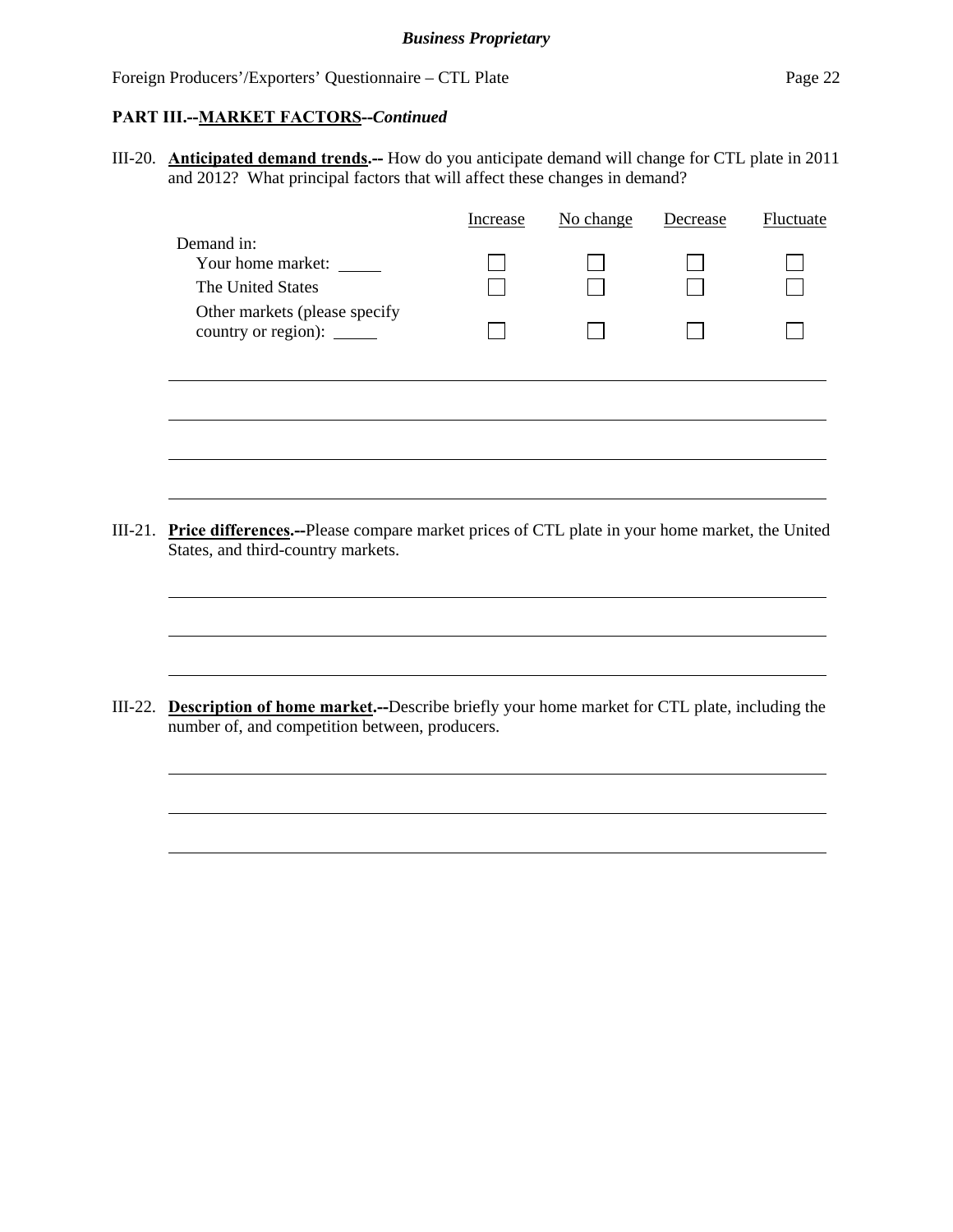**PART III.--MARKET FACTORS--*Continued***

III-20. **Anticipated demand trends.--** How do you anticipate demand will change for CTL plate in 2011 and 2012? What principal factors that will affect these changes in demand?

| | Increase | No change | Decrease | Fluctuate |
|---|---|---|---|---|
| Demand in: | | | | |
| Your home market: _____ | ☐ | ☐ | ☐ | ☐ |
| The United States | ☐ | ☐ | ☐ | ☐ |
| Other markets (please specify country or region): _____ | ☐ | ☐ | ☐ | ☐ |

_______________________________________________

_______________________________________________

_______________________________________________

_______________________________________________

III-21. **Price differences.--**Please compare market prices of CTL plate in your home market, the United States, and third-country markets.

_______________________________________________

_______________________________________________

_______________________________________________

III-22. **Description of home market.--**Describe briefly your home market for CTL plate, including the number of, and competition between, producers.

_______________________________________________

_______________________________________________

_______________________________________________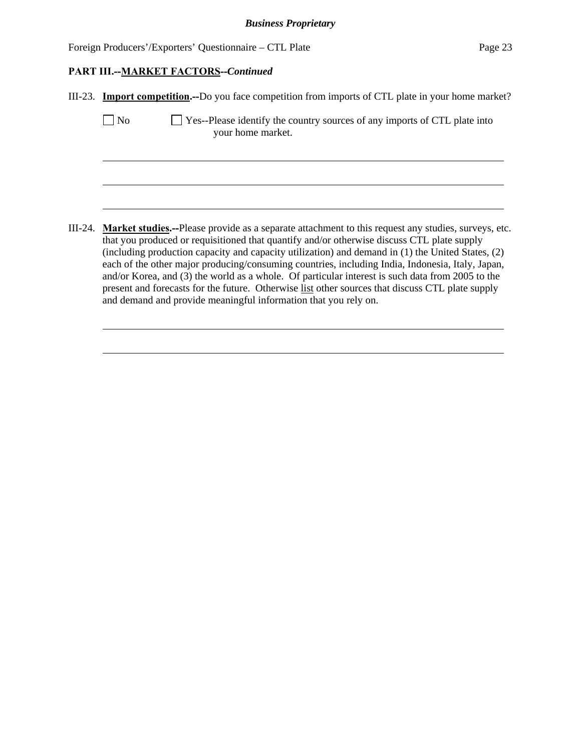**PART III.--MARKET FACTORS--*Continued***

III-23. **Import competition.--**Do you face competition from imports of CTL plate in your home market?

☐ No ☐ Yes--Please identify the country sources of any imports of CTL plate into your home market.

\_\_\_\_\_\_\_\_\_\_\_\_\_\_\_\_\_\_\_\_\_\_\_\_\_\_\_\_\_\_\_\_\_\_\_\_\_\_\_\_\_\_\_\_\_\_\_\_\_\_\_\_\_\_\_\_\_\_\_\_\_\_\_\_

\_\_\_\_\_\_\_\_\_\_\_\_\_\_\_\_\_\_\_\_\_\_\_\_\_\_\_\_\_\_\_\_\_\_\_\_\_\_\_\_\_\_\_\_\_\_\_\_\_\_\_\_\_\_\_\_\_\_\_\_\_\_\_\_

\_\_\_\_\_\_\_\_\_\_\_\_\_\_\_\_\_\_\_\_\_\_\_\_\_\_\_\_\_\_\_\_\_\_\_\_\_\_\_\_\_\_\_\_\_\_\_\_\_\_\_\_\_\_\_\_\_\_\_\_\_\_\_\_

III-24. **Market studies.--**Please provide as a separate attachment to this request any studies, surveys, etc. that you produced or requisitioned that quantify and/or otherwise discuss CTL plate supply (including production capacity and capacity utilization) and demand in (1) the United States, (2) each of the other major producing/consuming countries, including India, Indonesia, Italy, Japan, and/or Korea, and (3) the world as a whole. Of particular interest is such data from 2005 to the present and forecasts for the future. Otherwise list other sources that discuss CTL plate supply and demand and provide meaningful information that you rely on.

\_\_\_\_\_\_\_\_\_\_\_\_\_\_\_\_\_\_\_\_\_\_\_\_\_\_\_\_\_\_\_\_\_\_\_\_\_\_\_\_\_\_\_\_\_\_\_\_\_\_\_\_\_\_\_\_\_\_\_\_\_\_\_\_

\_\_\_\_\_\_\_\_\_\_\_\_\_\_\_\_\_\_\_\_\_\_\_\_\_\_\_\_\_\_\_\_\_\_\_\_\_\_\_\_\_\_\_\_\_\_\_\_\_\_\_\_\_\_\_\_\_\_\_\_\_\_\_\_